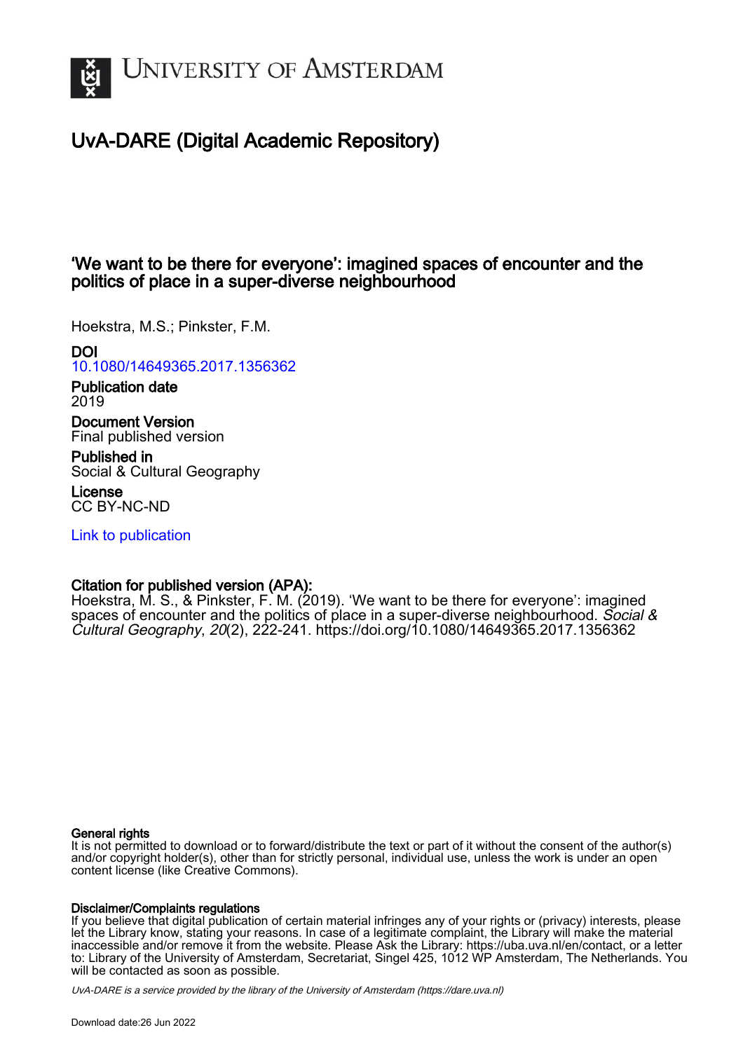# UvA-DARE (Digital Academic Repository)

## 'We want to be there for everyone': imagined spaces of encounter and the politics of place in a super-diverse neighbourhood

Hoekstra, M.S.; Pinkster, F.M.

**DOI**
10.1080/14649365.2017.1356362

**Publication date**
2019

**Document Version**
Final published version

**Published in**
Social & Cultural Geography

**License**
CC BY-NC-ND

Link to publication

**Citation for published version (APA):**
Hoekstra, M. S., & Pinkster, F. M. (2019). 'We want to be there for everyone': imagined spaces of encounter and the politics of place in a super-diverse neighbourhood. *Social & Cultural Geography*, *20*(2), 222-241. https://doi.org/10.1080/14649365.2017.1356362

**General rights**
It is not permitted to download or to forward/distribute the text or part of it without the consent of the author(s) and/or copyright holder(s), other than for strictly personal, individual use, unless the work is under an open content license (like Creative Commons).

**Disclaimer/Complaints regulations**
If you believe that digital publication of certain material infringes any of your rights or (privacy) interests, please let the Library know, stating your reasons. In case of a legitimate complaint, the Library will make the material inaccessible and/or remove it from the website. Please Ask the Library: https://uba.uva.nl/en/contact, or a letter to: Library of the University of Amsterdam, Secretariat, Singel 425, 1012 WP Amsterdam, The Netherlands. You will be contacted as soon as possible.

UvA-DARE is a service provided by the library of the University of Amsterdam (https://dare.uva.nl)

Download date:26 Jun 2022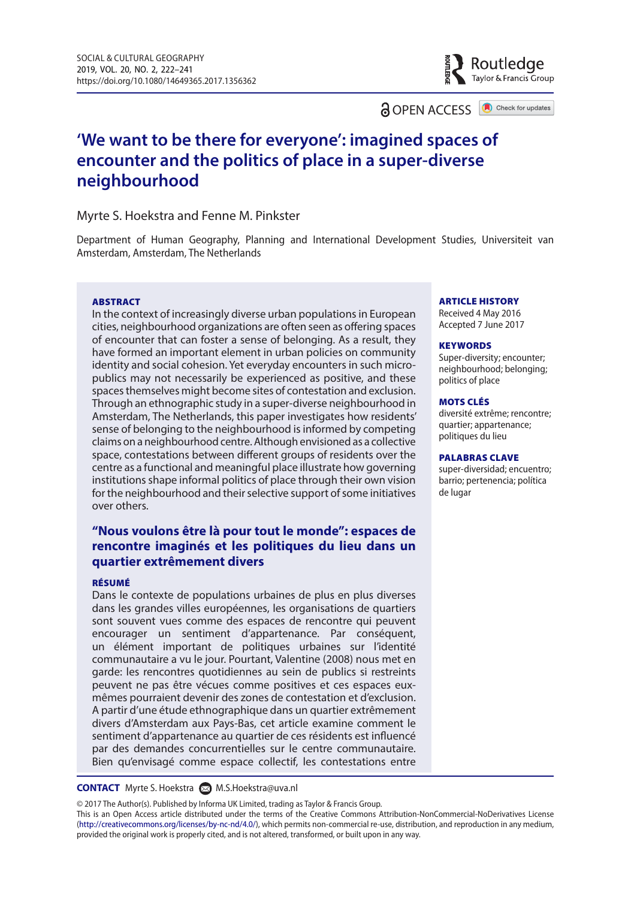# 'We want to be there for everyone': imagined spaces of encounter and the politics of place in a super-diverse neighbourhood

Myrte S. Hoekstra and Fenne M. Pinkster

Department of Human Geography, Planning and International Development Studies, Universiteit van Amsterdam, Amsterdam, The Netherlands

### ABSTRACT

In the context of increasingly diverse urban populations in European cities, neighbourhood organizations are often seen as offering spaces of encounter that can foster a sense of belonging. As a result, they have formed an important element in urban policies on community identity and social cohesion. Yet everyday encounters in such micro-publics may not necessarily be experienced as positive, and these spaces themselves might become sites of contestation and exclusion. Through an ethnographic study in a super-diverse neighbourhood in Amsterdam, The Netherlands, this paper investigates how residents' sense of belonging to the neighbourhood is informed by competing claims on a neighbourhood centre. Although envisioned as a collective space, contestations between different groups of residents over the centre as a functional and meaningful place illustrate how governing institutions shape informal politics of place through their own vision for the neighbourhood and their selective support of some initiatives over others.

### ARTICLE HISTORY

Received 4 May 2016
Accepted 7 June 2017

### KEYWORDS

Super-diversity; encounter; neighbourhood; belonging; politics of place

### MOTS CLÉS

diversité extrême; rencontre; quartier; appartenance; politiques du lieu

### PALABRAS CLAVE

super-diversidad; encuentro; barrio; pertenencia; política de lugar

## "Nous voulons être là pour tout le monde": espaces de rencontre imaginés et les politiques du lieu dans un quartier extrêmement divers

### RÉSUMÉ

Dans le contexte de populations urbaines de plus en plus diverses dans les grandes villes européennes, les organisations de quartiers sont souvent vues comme des espaces de rencontre qui peuvent encourager un sentiment d'appartenance. Par conséquent, un élément important de politiques urbaines sur l'identité communautaire a vu le jour. Pourtant, Valentine (2008) nous met en garde: les rencontres quotidiennes au sein de publics si restreints peuvent ne pas être vécues comme positives et ces espaces eux-mêmes pourraient devenir des zones de contestation et d'exclusion. A partir d'une étude ethnographique dans un quartier extrêmement divers d'Amsterdam aux Pays-Bas, cet article examine comment le sentiment d'appartenance au quartier de ces résidents est influencé par des demandes concurrentielles sur le centre communautaire. Bien qu'envisagé comme espace collectif, les contestations entre

**CONTACT** Myrte S. Hoekstra M.S.Hoekstra@uva.nl

© 2017 The Author(s). Published by Informa UK Limited, trading as Taylor & Francis Group.
This is an Open Access article distributed under the terms of the Creative Commons Attribution-NonCommercial-NoDerivatives License (http://creativecommons.org/licenses/by-nc-nd/4.0/), which permits non-commercial re-use, distribution, and reproduction in any medium, provided the original work is properly cited, and is not altered, transformed, or built upon in any way.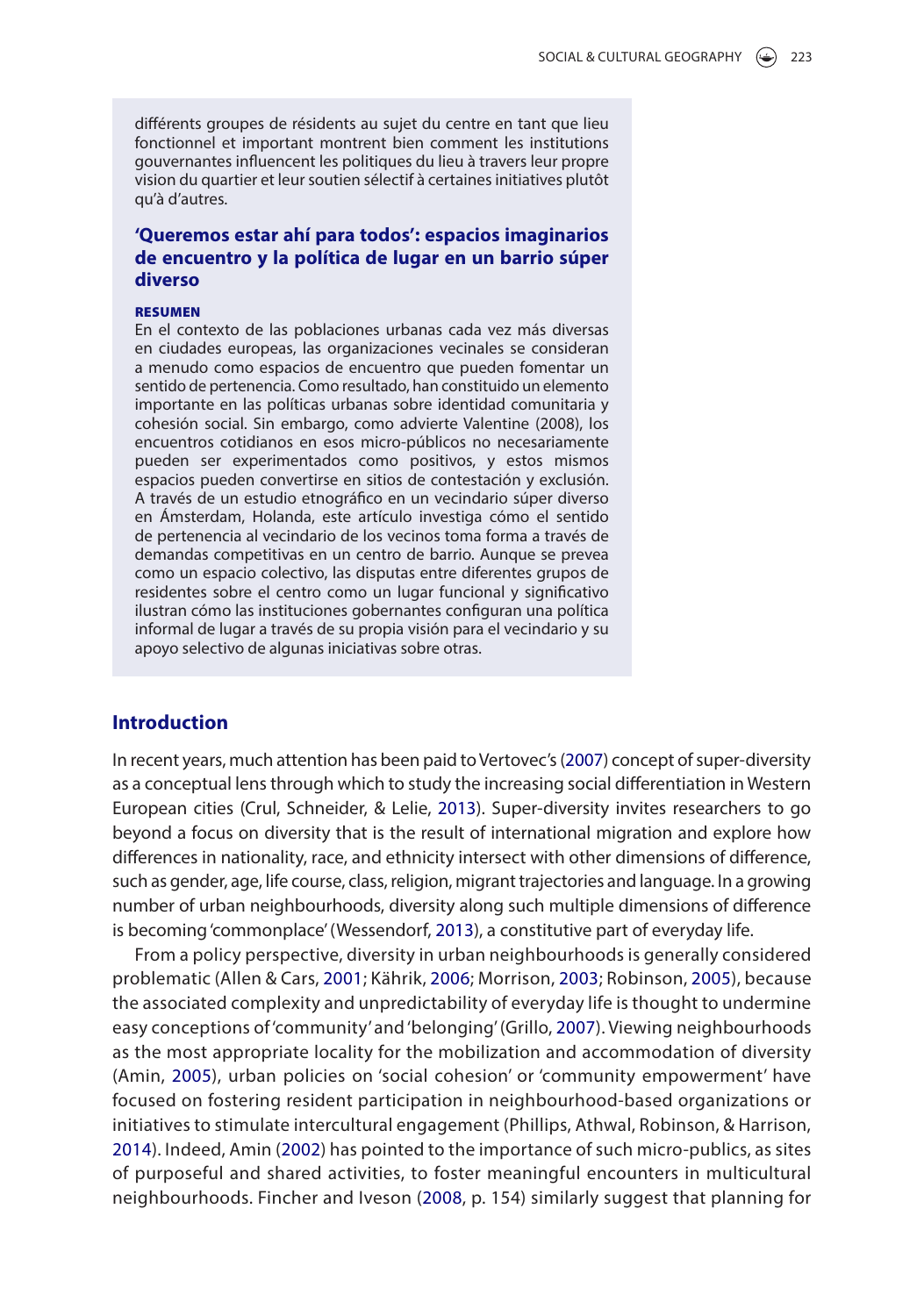différents groupes de résidents au sujet du centre en tant que lieu fonctionnel et important montrent bien comment les institutions gouvernantes influencent les politiques du lieu à travers leur propre vision du quartier et leur soutien sélectif à certaines initiatives plutôt qu'à d'autres.

### 'Queremos estar ahí para todos': espacios imaginarios de encuentro y la política de lugar en un barrio súper diverso

**RESUMEN**

En el contexto de las poblaciones urbanas cada vez más diversas en ciudades europeas, las organizaciones vecinales se consideran a menudo como espacios de encuentro que pueden fomentar un sentido de pertenencia. Como resultado, han constituido un elemento importante en las políticas urbanas sobre identidad comunitaria y cohesión social. Sin embargo, como advierte Valentine (2008), los encuentros cotidianos en esos micro-públicos no necesariamente pueden ser experimentados como positivos, y estos mismos espacios pueden convertirse en sitios de contestación y exclusión. A través de un estudio etnográfico en un vecindario súper diverso en Ámsterdam, Holanda, este artículo investiga cómo el sentido de pertenencia al vecindario de los vecinos toma forma a través de demandas competitivas en un centro de barrio. Aunque se prevea como un espacio colectivo, las disputas entre diferentes grupos de residentes sobre el centro como un lugar funcional y significativo ilustran cómo las instituciones gobernantes configuran una política informal de lugar a través de su propia visión para el vecindario y su apoyo selectivo de algunas iniciativas sobre otras.

## Introduction

In recent years, much attention has been paid to Vertovec's (2007) concept of super-diversity as a conceptual lens through which to study the increasing social differentiation in Western European cities (Crul, Schneider, & Lelie, 2013). Super-diversity invites researchers to go beyond a focus on diversity that is the result of international migration and explore how differences in nationality, race, and ethnicity intersect with other dimensions of difference, such as gender, age, life course, class, religion, migrant trajectories and language. In a growing number of urban neighbourhoods, diversity along such multiple dimensions of difference is becoming 'commonplace' (Wessendorf, 2013), a constitutive part of everyday life.

From a policy perspective, diversity in urban neighbourhoods is generally considered problematic (Allen & Cars, 2001; Kährik, 2006; Morrison, 2003; Robinson, 2005), because the associated complexity and unpredictability of everyday life is thought to undermine easy conceptions of 'community' and 'belonging' (Grillo, 2007). Viewing neighbourhoods as the most appropriate locality for the mobilization and accommodation of diversity (Amin, 2005), urban policies on 'social cohesion' or 'community empowerment' have focused on fostering resident participation in neighbourhood-based organizations or initiatives to stimulate intercultural engagement (Phillips, Athwal, Robinson, & Harrison, 2014). Indeed, Amin (2002) has pointed to the importance of such micro-publics, as sites of purposeful and shared activities, to foster meaningful encounters in multicultural neighbourhoods. Fincher and Iveson (2008, p. 154) similarly suggest that planning for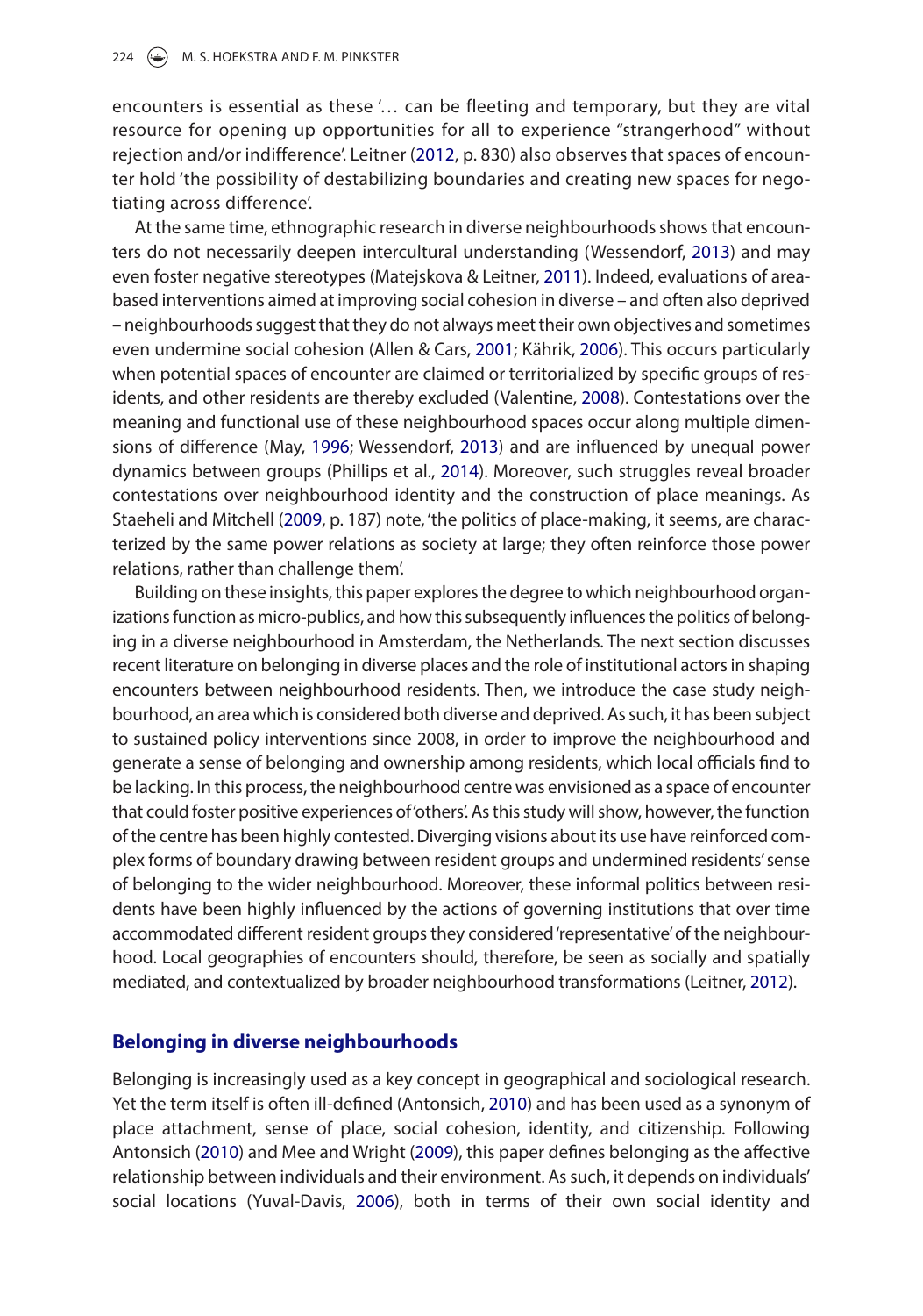encounters is essential as these '… can be fleeting and temporary, but they are vital resource for opening up opportunities for all to experience "strangerhood" without rejection and/or indifference'. Leitner (2012, p. 830) also observes that spaces of encounter hold 'the possibility of destabilizing boundaries and creating new spaces for negotiating across difference'.

At the same time, ethnographic research in diverse neighbourhoods shows that encounters do not necessarily deepen intercultural understanding (Wessendorf, 2013) and may even foster negative stereotypes (Matejskova & Leitner, 2011). Indeed, evaluations of area-based interventions aimed at improving social cohesion in diverse – and often also deprived – neighbourhoods suggest that they do not always meet their own objectives and sometimes even undermine social cohesion (Allen & Cars, 2001; Kährik, 2006). This occurs particularly when potential spaces of encounter are claimed or territorialized by specific groups of residents, and other residents are thereby excluded (Valentine, 2008). Contestations over the meaning and functional use of these neighbourhood spaces occur along multiple dimensions of difference (May, 1996; Wessendorf, 2013) and are influenced by unequal power dynamics between groups (Phillips et al., 2014). Moreover, such struggles reveal broader contestations over neighbourhood identity and the construction of place meanings. As Staeheli and Mitchell (2009, p. 187) note, 'the politics of place-making, it seems, are characterized by the same power relations as society at large; they often reinforce those power relations, rather than challenge them'.

Building on these insights, this paper explores the degree to which neighbourhood organizations function as micro-publics, and how this subsequently influences the politics of belonging in a diverse neighbourhood in Amsterdam, the Netherlands. The next section discusses recent literature on belonging in diverse places and the role of institutional actors in shaping encounters between neighbourhood residents. Then, we introduce the case study neighbourhood, an area which is considered both diverse and deprived. As such, it has been subject to sustained policy interventions since 2008, in order to improve the neighbourhood and generate a sense of belonging and ownership among residents, which local officials find to be lacking. In this process, the neighbourhood centre was envisioned as a space of encounter that could foster positive experiences of 'others'. As this study will show, however, the function of the centre has been highly contested. Diverging visions about its use have reinforced complex forms of boundary drawing between resident groups and undermined residents' sense of belonging to the wider neighbourhood. Moreover, these informal politics between residents have been highly influenced by the actions of governing institutions that over time accommodated different resident groups they considered 'representative' of the neighbourhood. Local geographies of encounters should, therefore, be seen as socially and spatially mediated, and contextualized by broader neighbourhood transformations (Leitner, 2012).

## Belonging in diverse neighbourhoods

Belonging is increasingly used as a key concept in geographical and sociological research. Yet the term itself is often ill-defined (Antonsich, 2010) and has been used as a synonym of place attachment, sense of place, social cohesion, identity, and citizenship. Following Antonsich (2010) and Mee and Wright (2009), this paper defines belonging as the affective relationship between individuals and their environment. As such, it depends on individuals' social locations (Yuval-Davis, 2006), both in terms of their own social identity and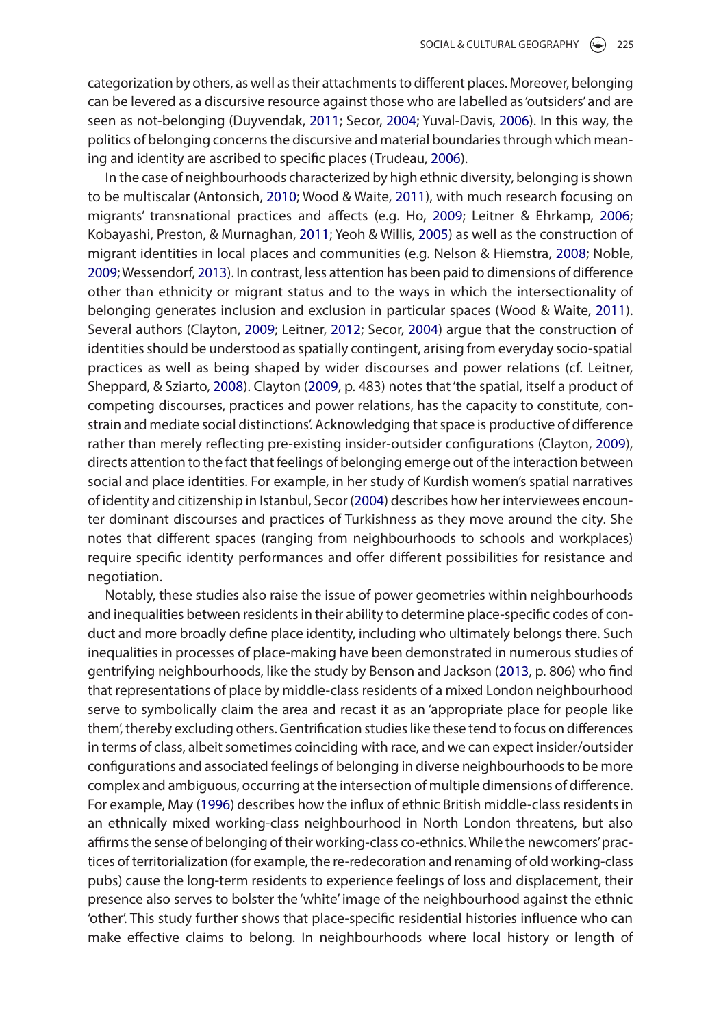categorization by others, as well as their attachments to different places. Moreover, belonging can be levered as a discursive resource against those who are labelled as 'outsiders' and are seen as not-belonging (Duyvendak, 2011; Secor, 2004; Yuval-Davis, 2006). In this way, the politics of belonging concerns the discursive and material boundaries through which meaning and identity are ascribed to specific places (Trudeau, 2006).

In the case of neighbourhoods characterized by high ethnic diversity, belonging is shown to be multiscalar (Antonsich, 2010; Wood & Waite, 2011), with much research focusing on migrants' transnational practices and affects (e.g. Ho, 2009; Leitner & Ehrkamp, 2006; Kobayashi, Preston, & Murnaghan, 2011; Yeoh & Willis, 2005) as well as the construction of migrant identities in local places and communities (e.g. Nelson & Hiemstra, 2008; Noble, 2009; Wessendorf, 2013). In contrast, less attention has been paid to dimensions of difference other than ethnicity or migrant status and to the ways in which the intersectionality of belonging generates inclusion and exclusion in particular spaces (Wood & Waite, 2011). Several authors (Clayton, 2009; Leitner, 2012; Secor, 2004) argue that the construction of identities should be understood as spatially contingent, arising from everyday socio-spatial practices as well as being shaped by wider discourses and power relations (cf. Leitner, Sheppard, & Sziarto, 2008). Clayton (2009, p. 483) notes that 'the spatial, itself a product of competing discourses, practices and power relations, has the capacity to constitute, constrain and mediate social distinctions'. Acknowledging that space is productive of difference rather than merely reflecting pre-existing insider-outsider configurations (Clayton, 2009), directs attention to the fact that feelings of belonging emerge out of the interaction between social and place identities. For example, in her study of Kurdish women's spatial narratives of identity and citizenship in Istanbul, Secor (2004) describes how her interviewees encounter dominant discourses and practices of Turkishness as they move around the city. She notes that different spaces (ranging from neighbourhoods to schools and workplaces) require specific identity performances and offer different possibilities for resistance and negotiation.

Notably, these studies also raise the issue of power geometries within neighbourhoods and inequalities between residents in their ability to determine place-specific codes of conduct and more broadly define place identity, including who ultimately belongs there. Such inequalities in processes of place-making have been demonstrated in numerous studies of gentrifying neighbourhoods, like the study by Benson and Jackson (2013, p. 806) who find that representations of place by middle-class residents of a mixed London neighbourhood serve to symbolically claim the area and recast it as an 'appropriate place for people like them', thereby excluding others. Gentrification studies like these tend to focus on differences in terms of class, albeit sometimes coinciding with race, and we can expect insider/outsider configurations and associated feelings of belonging in diverse neighbourhoods to be more complex and ambiguous, occurring at the intersection of multiple dimensions of difference. For example, May (1996) describes how the influx of ethnic British middle-class residents in an ethnically mixed working-class neighbourhood in North London threatens, but also affirms the sense of belonging of their working-class co-ethnics. While the newcomers' practices of territorialization (for example, the re-redecoration and renaming of old working-class pubs) cause the long-term residents to experience feelings of loss and displacement, their presence also serves to bolster the 'white' image of the neighbourhood against the ethnic 'other'. This study further shows that place-specific residential histories influence who can make effective claims to belong. In neighbourhoods where local history or length of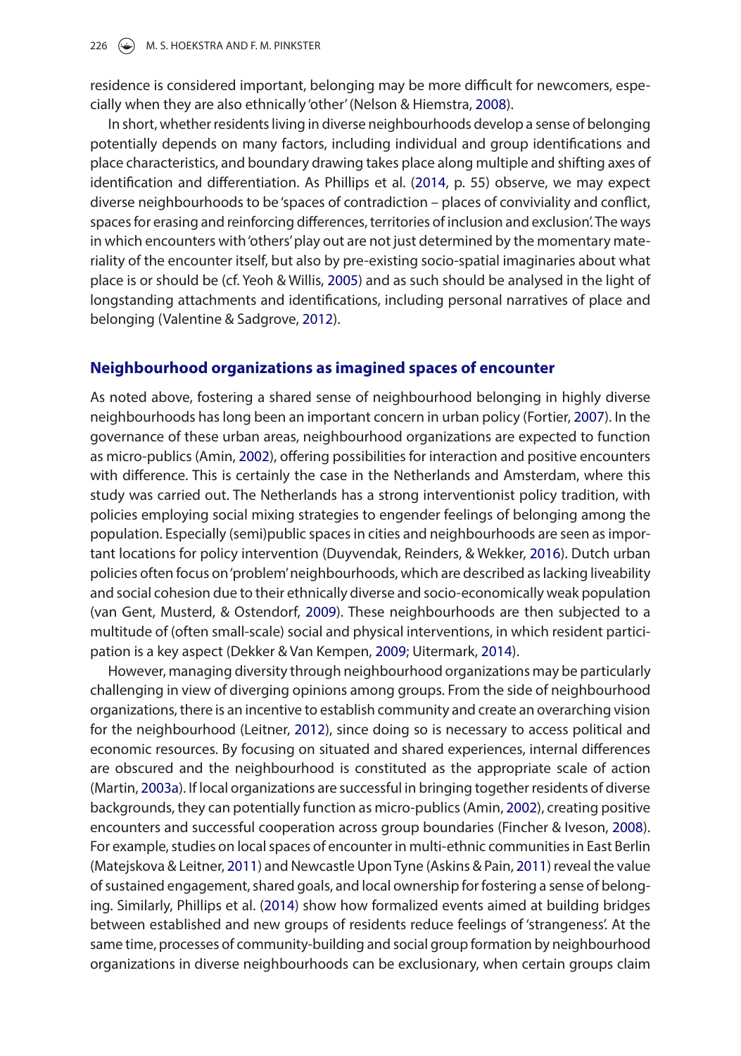residence is considered important, belonging may be more difficult for newcomers, especially when they are also ethnically 'other' (Nelson & Hiemstra, 2008).

In short, whether residents living in diverse neighbourhoods develop a sense of belonging potentially depends on many factors, including individual and group identifications and place characteristics, and boundary drawing takes place along multiple and shifting axes of identification and differentiation. As Phillips et al. (2014, p. 55) observe, we may expect diverse neighbourhoods to be 'spaces of contradiction – places of conviviality and conflict, spaces for erasing and reinforcing differences, territories of inclusion and exclusion'. The ways in which encounters with 'others' play out are not just determined by the momentary materiality of the encounter itself, but also by pre-existing socio-spatial imaginaries about what place is or should be (cf. Yeoh & Willis, 2005) and as such should be analysed in the light of longstanding attachments and identifications, including personal narratives of place and belonging (Valentine & Sadgrove, 2012).

## Neighbourhood organizations as imagined spaces of encounter

As noted above, fostering a shared sense of neighbourhood belonging in highly diverse neighbourhoods has long been an important concern in urban policy (Fortier, 2007). In the governance of these urban areas, neighbourhood organizations are expected to function as micro-publics (Amin, 2002), offering possibilities for interaction and positive encounters with difference. This is certainly the case in the Netherlands and Amsterdam, where this study was carried out. The Netherlands has a strong interventionist policy tradition, with policies employing social mixing strategies to engender feelings of belonging among the population. Especially (semi)public spaces in cities and neighbourhoods are seen as important locations for policy intervention (Duyvendak, Reinders, & Wekker, 2016). Dutch urban policies often focus on 'problem' neighbourhoods, which are described as lacking liveability and social cohesion due to their ethnically diverse and socio-economically weak population (van Gent, Musterd, & Ostendorf, 2009). These neighbourhoods are then subjected to a multitude of (often small-scale) social and physical interventions, in which resident participation is a key aspect (Dekker & Van Kempen, 2009; Uitermark, 2014).

However, managing diversity through neighbourhood organizations may be particularly challenging in view of diverging opinions among groups. From the side of neighbourhood organizations, there is an incentive to establish community and create an overarching vision for the neighbourhood (Leitner, 2012), since doing so is necessary to access political and economic resources. By focusing on situated and shared experiences, internal differences are obscured and the neighbourhood is constituted as the appropriate scale of action (Martin, 2003a). If local organizations are successful in bringing together residents of diverse backgrounds, they can potentially function as micro-publics (Amin, 2002), creating positive encounters and successful cooperation across group boundaries (Fincher & Iveson, 2008). For example, studies on local spaces of encounter in multi-ethnic communities in East Berlin (Matejskova & Leitner, 2011) and Newcastle Upon Tyne (Askins & Pain, 2011) reveal the value of sustained engagement, shared goals, and local ownership for fostering a sense of belonging. Similarly, Phillips et al. (2014) show how formalized events aimed at building bridges between established and new groups of residents reduce feelings of 'strangeness'. At the same time, processes of community-building and social group formation by neighbourhood organizations in diverse neighbourhoods can be exclusionary, when certain groups claim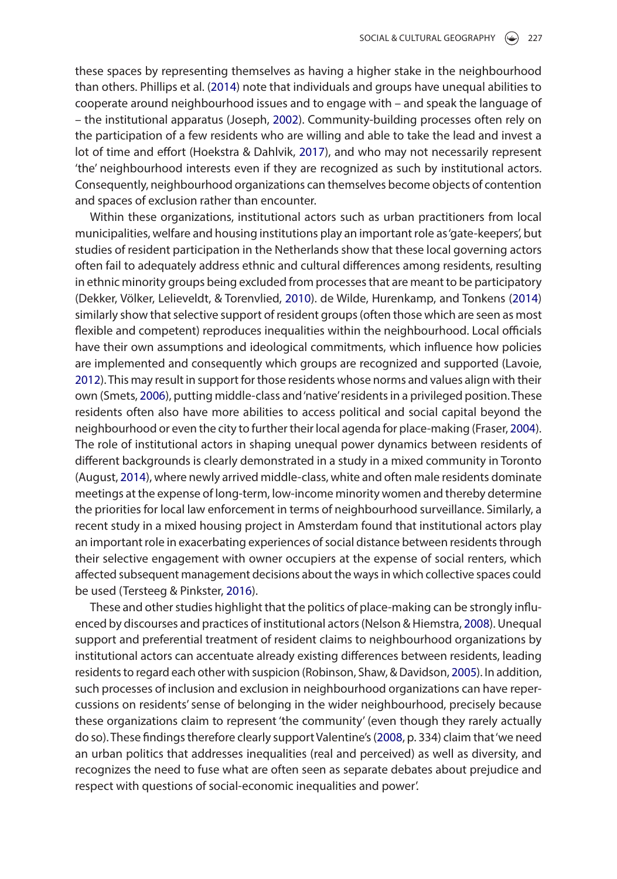these spaces by representing themselves as having a higher stake in the neighbourhood than others. Phillips et al. (2014) note that individuals and groups have unequal abilities to cooperate around neighbourhood issues and to engage with – and speak the language of – the institutional apparatus (Joseph, 2002). Community-building processes often rely on the participation of a few residents who are willing and able to take the lead and invest a lot of time and effort (Hoekstra & Dahlvik, 2017), and who may not necessarily represent 'the' neighbourhood interests even if they are recognized as such by institutional actors. Consequently, neighbourhood organizations can themselves become objects of contention and spaces of exclusion rather than encounter.

Within these organizations, institutional actors such as urban practitioners from local municipalities, welfare and housing institutions play an important role as 'gate-keepers', but studies of resident participation in the Netherlands show that these local governing actors often fail to adequately address ethnic and cultural differences among residents, resulting in ethnic minority groups being excluded from processes that are meant to be participatory (Dekker, Völker, Lelieveldt, & Torenvlied, 2010). de Wilde, Hurenkamp, and Tonkens (2014) similarly show that selective support of resident groups (often those which are seen as most flexible and competent) reproduces inequalities within the neighbourhood. Local officials have their own assumptions and ideological commitments, which influence how policies are implemented and consequently which groups are recognized and supported (Lavoie, 2012). This may result in support for those residents whose norms and values align with their own (Smets, 2006), putting middle-class and 'native' residents in a privileged position. These residents often also have more abilities to access political and social capital beyond the neighbourhood or even the city to further their local agenda for place-making (Fraser, 2004). The role of institutional actors in shaping unequal power dynamics between residents of different backgrounds is clearly demonstrated in a study in a mixed community in Toronto (August, 2014), where newly arrived middle-class, white and often male residents dominate meetings at the expense of long-term, low-income minority women and thereby determine the priorities for local law enforcement in terms of neighbourhood surveillance. Similarly, a recent study in a mixed housing project in Amsterdam found that institutional actors play an important role in exacerbating experiences of social distance between residents through their selective engagement with owner occupiers at the expense of social renters, which affected subsequent management decisions about the ways in which collective spaces could be used (Tersteeg & Pinkster, 2016).

These and other studies highlight that the politics of place-making can be strongly influenced by discourses and practices of institutional actors (Nelson & Hiemstra, 2008). Unequal support and preferential treatment of resident claims to neighbourhood organizations by institutional actors can accentuate already existing differences between residents, leading residents to regard each other with suspicion (Robinson, Shaw, & Davidson, 2005). In addition, such processes of inclusion and exclusion in neighbourhood organizations can have repercussions on residents' sense of belonging in the wider neighbourhood, precisely because these organizations claim to represent 'the community' (even though they rarely actually do so). These findings therefore clearly support Valentine's (2008, p. 334) claim that 'we need an urban politics that addresses inequalities (real and perceived) as well as diversity, and recognizes the need to fuse what are often seen as separate debates about prejudice and respect with questions of social-economic inequalities and power'.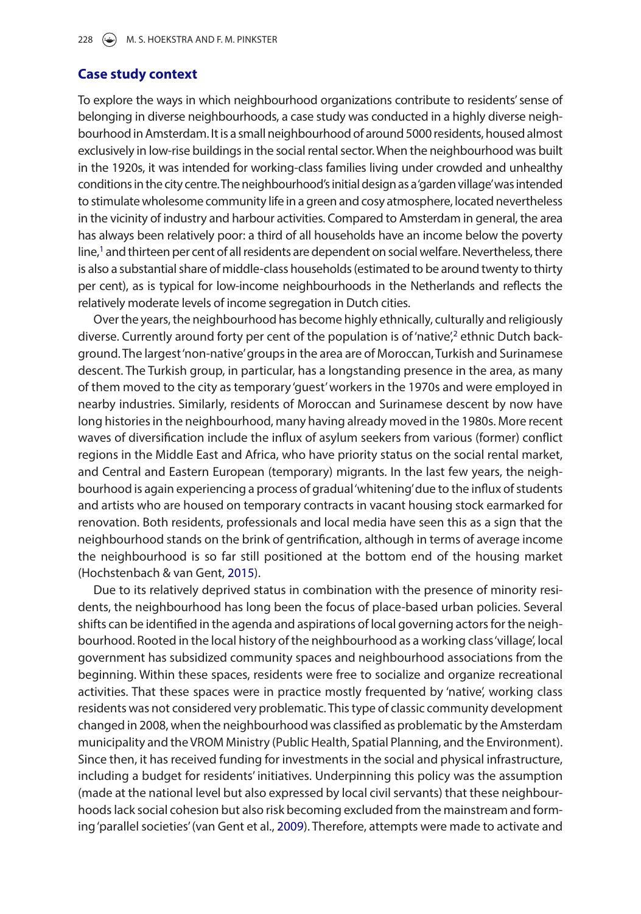## Case study context

To explore the ways in which neighbourhood organizations contribute to residents' sense of belonging in diverse neighbourhoods, a case study was conducted in a highly diverse neighbourhood in Amsterdam. It is a small neighbourhood of around 5000 residents, housed almost exclusively in low-rise buildings in the social rental sector. When the neighbourhood was built in the 1920s, it was intended for working-class families living under crowded and unhealthy conditions in the city centre. The neighbourhood's initial design as a 'garden village' was intended to stimulate wholesome community life in a green and cosy atmosphere, located nevertheless in the vicinity of industry and harbour activities. Compared to Amsterdam in general, the area has always been relatively poor: a third of all households have an income below the poverty line,[1] and thirteen per cent of all residents are dependent on social welfare. Nevertheless, there is also a substantial share of middle-class households (estimated to be around twenty to thirty per cent), as is typical for low-income neighbourhoods in the Netherlands and reflects the relatively moderate levels of income segregation in Dutch cities.

Over the years, the neighbourhood has become highly ethnically, culturally and religiously diverse. Currently around forty per cent of the population is of 'native',[2] ethnic Dutch background. The largest 'non-native' groups in the area are of Moroccan, Turkish and Surinamese descent. The Turkish group, in particular, has a longstanding presence in the area, as many of them moved to the city as temporary 'guest' workers in the 1970s and were employed in nearby industries. Similarly, residents of Moroccan and Surinamese descent by now have long histories in the neighbourhood, many having already moved in the 1980s. More recent waves of diversification include the influx of asylum seekers from various (former) conflict regions in the Middle East and Africa, who have priority status on the social rental market, and Central and Eastern European (temporary) migrants. In the last few years, the neighbourhood is again experiencing a process of gradual 'whitening' due to the influx of students and artists who are housed on temporary contracts in vacant housing stock earmarked for renovation. Both residents, professionals and local media have seen this as a sign that the neighbourhood stands on the brink of gentrification, although in terms of average income the neighbourhood is so far still positioned at the bottom end of the housing market (Hochstenbach & van Gent, 2015).

Due to its relatively deprived status in combination with the presence of minority residents, the neighbourhood has long been the focus of place-based urban policies. Several shifts can be identified in the agenda and aspirations of local governing actors for the neighbourhood. Rooted in the local history of the neighbourhood as a working class 'village', local government has subsidized community spaces and neighbourhood associations from the beginning. Within these spaces, residents were free to socialize and organize recreational activities. That these spaces were in practice mostly frequented by 'native', working class residents was not considered very problematic. This type of classic community development changed in 2008, when the neighbourhood was classified as problematic by the Amsterdam municipality and the VROM Ministry (Public Health, Spatial Planning, and the Environment). Since then, it has received funding for investments in the social and physical infrastructure, including a budget for residents' initiatives. Underpinning this policy was the assumption (made at the national level but also expressed by local civil servants) that these neighbourhoods lack social cohesion but also risk becoming excluded from the mainstream and forming 'parallel societies' (van Gent et al., 2009). Therefore, attempts were made to activate and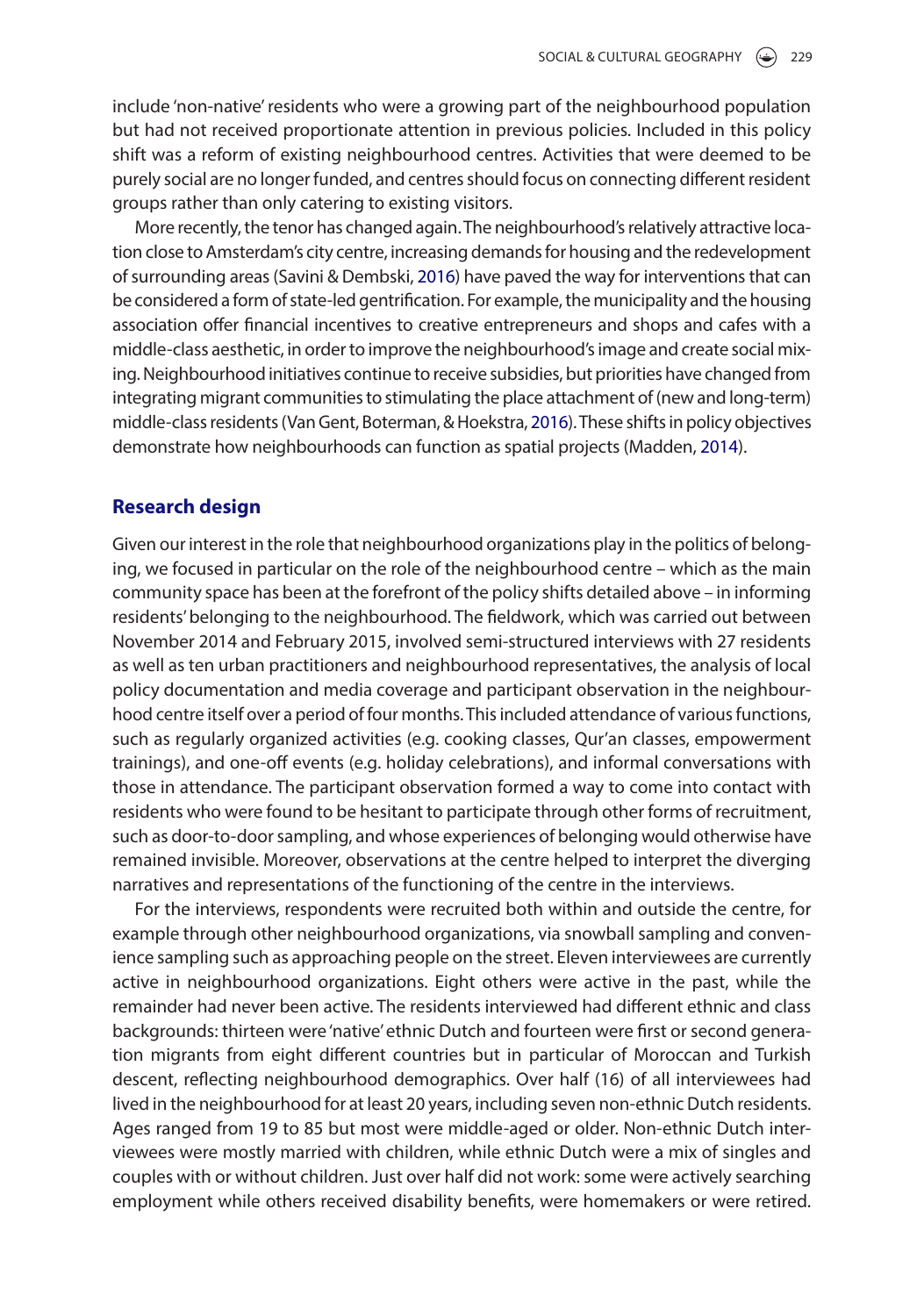include 'non-native' residents who were a growing part of the neighbourhood population but had not received proportionate attention in previous policies. Included in this policy shift was a reform of existing neighbourhood centres. Activities that were deemed to be purely social are no longer funded, and centres should focus on connecting different resident groups rather than only catering to existing visitors.

More recently, the tenor has changed again. The neighbourhood's relatively attractive location close to Amsterdam's city centre, increasing demands for housing and the redevelopment of surrounding areas (Savini & Dembski, 2016) have paved the way for interventions that can be considered a form of state-led gentrification. For example, the municipality and the housing association offer financial incentives to creative entrepreneurs and shops and cafes with a middle-class aesthetic, in order to improve the neighbourhood's image and create social mixing. Neighbourhood initiatives continue to receive subsidies, but priorities have changed from integrating migrant communities to stimulating the place attachment of (new and long-term) middle-class residents (Van Gent, Boterman, & Hoekstra, 2016). These shifts in policy objectives demonstrate how neighbourhoods can function as spatial projects (Madden, 2014).

## Research design

Given our interest in the role that neighbourhood organizations play in the politics of belonging, we focused in particular on the role of the neighbourhood centre – which as the main community space has been at the forefront of the policy shifts detailed above – in informing residents' belonging to the neighbourhood. The fieldwork, which was carried out between November 2014 and February 2015, involved semi-structured interviews with 27 residents as well as ten urban practitioners and neighbourhood representatives, the analysis of local policy documentation and media coverage and participant observation in the neighbourhood centre itself over a period of four months. This included attendance of various functions, such as regularly organized activities (e.g. cooking classes, Qur'an classes, empowerment trainings), and one-off events (e.g. holiday celebrations), and informal conversations with those in attendance. The participant observation formed a way to come into contact with residents who were found to be hesitant to participate through other forms of recruitment, such as door-to-door sampling, and whose experiences of belonging would otherwise have remained invisible. Moreover, observations at the centre helped to interpret the diverging narratives and representations of the functioning of the centre in the interviews.

For the interviews, respondents were recruited both within and outside the centre, for example through other neighbourhood organizations, via snowball sampling and convenience sampling such as approaching people on the street. Eleven interviewees are currently active in neighbourhood organizations. Eight others were active in the past, while the remainder had never been active. The residents interviewed had different ethnic and class backgrounds: thirteen were 'native' ethnic Dutch and fourteen were first or second generation migrants from eight different countries but in particular of Moroccan and Turkish descent, reflecting neighbourhood demographics. Over half (16) of all interviewees had lived in the neighbourhood for at least 20 years, including seven non-ethnic Dutch residents. Ages ranged from 19 to 85 but most were middle-aged or older. Non-ethnic Dutch interviewees were mostly married with children, while ethnic Dutch were a mix of singles and couples with or without children. Just over half did not work: some were actively searching employment while others received disability benefits, were homemakers or were retired.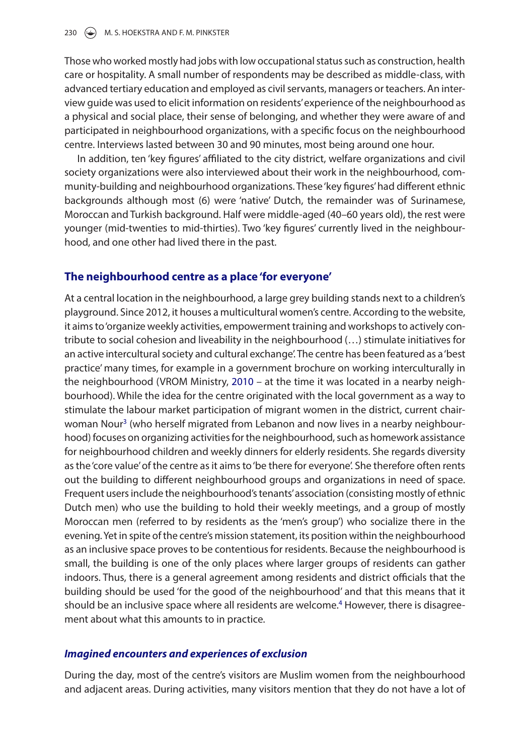Those who worked mostly had jobs with low occupational status such as construction, health care or hospitality. A small number of respondents may be described as middle-class, with advanced tertiary education and employed as civil servants, managers or teachers. An interview guide was used to elicit information on residents' experience of the neighbourhood as a physical and social place, their sense of belonging, and whether they were aware of and participated in neighbourhood organizations, with a specific focus on the neighbourhood centre. Interviews lasted between 30 and 90 minutes, most being around one hour.

In addition, ten 'key figures' affiliated to the city district, welfare organizations and civil society organizations were also interviewed about their work in the neighbourhood, community-building and neighbourhood organizations. These 'key figures' had different ethnic backgrounds although most (6) were 'native' Dutch, the remainder was of Surinamese, Moroccan and Turkish background. Half were middle-aged (40–60 years old), the rest were younger (mid-twenties to mid-thirties). Two 'key figures' currently lived in the neighbourhood, and one other had lived there in the past.

## The neighbourhood centre as a place 'for everyone'

At a central location in the neighbourhood, a large grey building stands next to a children's playground. Since 2012, it houses a multicultural women's centre. According to the website, it aims to 'organize weekly activities, empowerment training and workshops to actively contribute to social cohesion and liveability in the neighbourhood (…) stimulate initiatives for an active intercultural society and cultural exchange'. The centre has been featured as a 'best practice' many times, for example in a government brochure on working interculturally in the neighbourhood (VROM Ministry, 2010 – at the time it was located in a nearby neighbourhood). While the idea for the centre originated with the local government as a way to stimulate the labour market participation of migrant women in the district, current chairwoman Nour[3] (who herself migrated from Lebanon and now lives in a nearby neighbourhood) focuses on organizing activities for the neighbourhood, such as homework assistance for neighbourhood children and weekly dinners for elderly residents. She regards diversity as the 'core value' of the centre as it aims to 'be there for everyone'. She therefore often rents out the building to different neighbourhood groups and organizations in need of space. Frequent users include the neighbourhood's tenants' association (consisting mostly of ethnic Dutch men) who use the building to hold their weekly meetings, and a group of mostly Moroccan men (referred to by residents as the 'men's group') who socialize there in the evening. Yet in spite of the centre's mission statement, its position within the neighbourhood as an inclusive space proves to be contentious for residents. Because the neighbourhood is small, the building is one of the only places where larger groups of residents can gather indoors. Thus, there is a general agreement among residents and district officials that the building should be used 'for the good of the neighbourhood' and that this means that it should be an inclusive space where all residents are welcome.[4] However, there is disagreement about what this amounts to in practice.

### *Imagined encounters and experiences of exclusion*

During the day, most of the centre's visitors are Muslim women from the neighbourhood and adjacent areas. During activities, many visitors mention that they do not have a lot of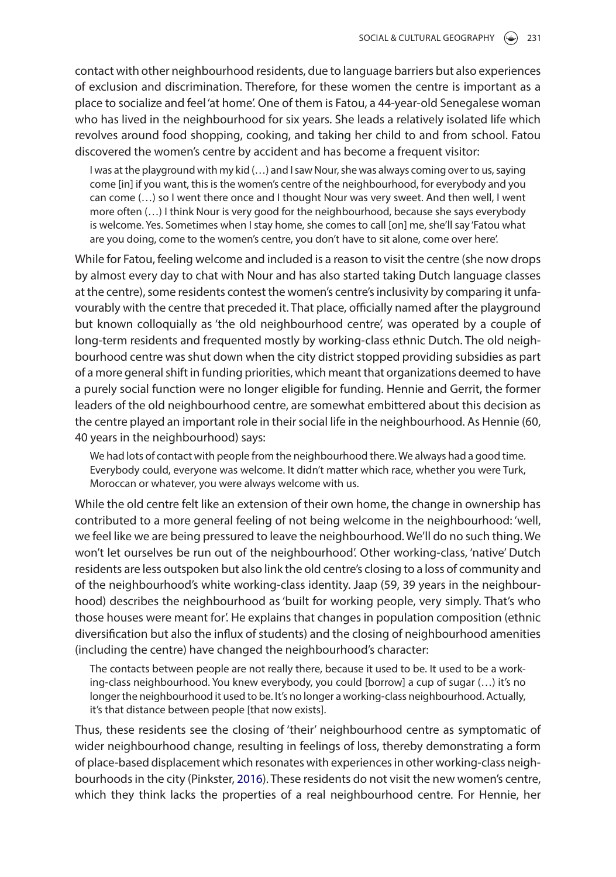contact with other neighbourhood residents, due to language barriers but also experiences of exclusion and discrimination. Therefore, for these women the centre is important as a place to socialize and feel 'at home'. One of them is Fatou, a 44-year-old Senegalese woman who has lived in the neighbourhood for six years. She leads a relatively isolated life which revolves around food shopping, cooking, and taking her child to and from school. Fatou discovered the women's centre by accident and has become a frequent visitor:

> I was at the playground with my kid (…) and I saw Nour, she was always coming over to us, saying come [in] if you want, this is the women's centre of the neighbourhood, for everybody and you can come (…) so I went there once and I thought Nour was very sweet. And then well, I went more often (…) I think Nour is very good for the neighbourhood, because she says everybody is welcome. Yes. Sometimes when I stay home, she comes to call [on] me, she'll say 'Fatou what are you doing, come to the women's centre, you don't have to sit alone, come over here'.

While for Fatou, feeling welcome and included is a reason to visit the centre (she now drops by almost every day to chat with Nour and has also started taking Dutch language classes at the centre), some residents contest the women's centre's inclusivity by comparing it unfavourably with the centre that preceded it. That place, officially named after the playground but known colloquially as 'the old neighbourhood centre', was operated by a couple of long-term residents and frequented mostly by working-class ethnic Dutch. The old neighbourhood centre was shut down when the city district stopped providing subsidies as part of a more general shift in funding priorities, which meant that organizations deemed to have a purely social function were no longer eligible for funding. Hennie and Gerrit, the former leaders of the old neighbourhood centre, are somewhat embittered about this decision as the centre played an important role in their social life in the neighbourhood. As Hennie (60, 40 years in the neighbourhood) says:

> We had lots of contact with people from the neighbourhood there. We always had a good time. Everybody could, everyone was welcome. It didn't matter which race, whether you were Turk, Moroccan or whatever, you were always welcome with us.

While the old centre felt like an extension of their own home, the change in ownership has contributed to a more general feeling of not being welcome in the neighbourhood: 'well, we feel like we are being pressured to leave the neighbourhood. We'll do no such thing. We won't let ourselves be run out of the neighbourhood'. Other working-class, 'native' Dutch residents are less outspoken but also link the old centre's closing to a loss of community and of the neighbourhood's white working-class identity. Jaap (59, 39 years in the neighbourhood) describes the neighbourhood as 'built for working people, very simply. That's who those houses were meant for'. He explains that changes in population composition (ethnic diversification but also the influx of students) and the closing of neighbourhood amenities (including the centre) have changed the neighbourhood's character:

> The contacts between people are not really there, because it used to be. It used to be a working-class neighbourhood. You knew everybody, you could [borrow] a cup of sugar (…) it's no longer the neighbourhood it used to be. It's no longer a working-class neighbourhood. Actually, it's that distance between people [that now exists].

Thus, these residents see the closing of 'their' neighbourhood centre as symptomatic of wider neighbourhood change, resulting in feelings of loss, thereby demonstrating a form of place-based displacement which resonates with experiences in other working-class neighbourhoods in the city (Pinkster, 2016). These residents do not visit the new women's centre, which they think lacks the properties of a real neighbourhood centre. For Hennie, her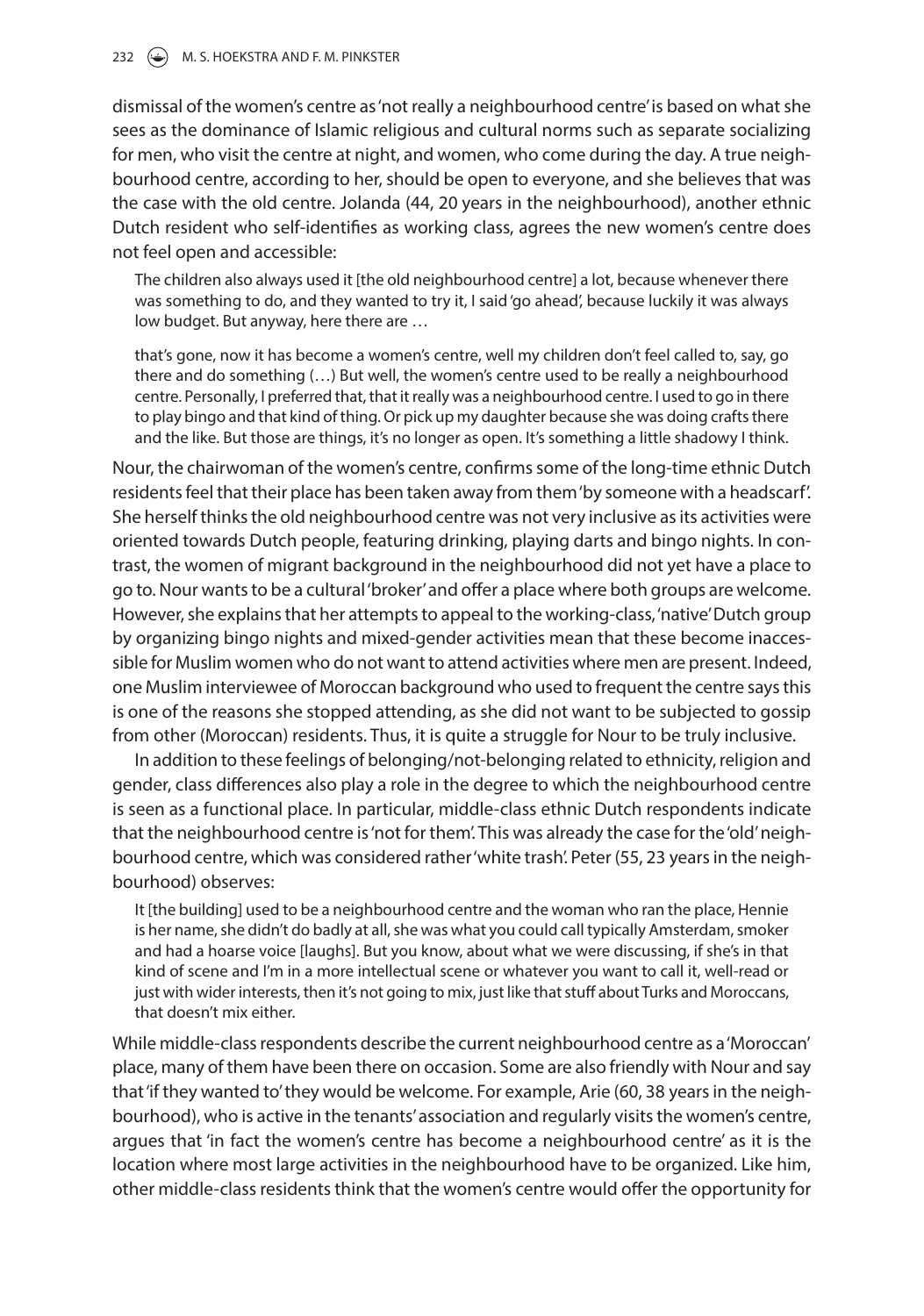dismissal of the women's centre as 'not really a neighbourhood centre' is based on what she sees as the dominance of Islamic religious and cultural norms such as separate socializing for men, who visit the centre at night, and women, who come during the day. A true neighbourhood centre, according to her, should be open to everyone, and she believes that was the case with the old centre. Jolanda (44, 20 years in the neighbourhood), another ethnic Dutch resident who self-identifies as working class, agrees the new women's centre does not feel open and accessible:

> The children also always used it [the old neighbourhood centre] a lot, because whenever there was something to do, and they wanted to try it, I said 'go ahead', because luckily it was always low budget. But anyway, here there are …
>
> that's gone, now it has become a women's centre, well my children don't feel called to, say, go there and do something (…) But well, the women's centre used to be really a neighbourhood centre. Personally, I preferred that, that it really was a neighbourhood centre. I used to go in there to play bingo and that kind of thing. Or pick up my daughter because she was doing crafts there and the like. But those are things, it's no longer as open. It's something a little shadowy I think.

Nour, the chairwoman of the women's centre, confirms some of the long-time ethnic Dutch residents feel that their place has been taken away from them 'by someone with a headscarf'. She herself thinks the old neighbourhood centre was not very inclusive as its activities were oriented towards Dutch people, featuring drinking, playing darts and bingo nights. In contrast, the women of migrant background in the neighbourhood did not yet have a place to go to. Nour wants to be a cultural 'broker' and offer a place where both groups are welcome. However, she explains that her attempts to appeal to the working-class, 'native' Dutch group by organizing bingo nights and mixed-gender activities mean that these become inaccessible for Muslim women who do not want to attend activities where men are present. Indeed, one Muslim interviewee of Moroccan background who used to frequent the centre says this is one of the reasons she stopped attending, as she did not want to be subjected to gossip from other (Moroccan) residents. Thus, it is quite a struggle for Nour to be truly inclusive.

In addition to these feelings of belonging/not-belonging related to ethnicity, religion and gender, class differences also play a role in the degree to which the neighbourhood centre is seen as a functional place. In particular, middle-class ethnic Dutch respondents indicate that the neighbourhood centre is 'not for them'. This was already the case for the 'old' neighbourhood centre, which was considered rather 'white trash'. Peter (55, 23 years in the neighbourhood) observes:

> It [the building] used to be a neighbourhood centre and the woman who ran the place, Hennie is her name, she didn't do badly at all, she was what you could call typically Amsterdam, smoker and had a hoarse voice [laughs]. But you know, about what we were discussing, if she's in that kind of scene and I'm in a more intellectual scene or whatever you want to call it, well-read or just with wider interests, then it's not going to mix, just like that stuff about Turks and Moroccans, that doesn't mix either.

While middle-class respondents describe the current neighbourhood centre as a 'Moroccan' place, many of them have been there on occasion. Some are also friendly with Nour and say that 'if they wanted to' they would be welcome. For example, Arie (60, 38 years in the neighbourhood), who is active in the tenants' association and regularly visits the women's centre, argues that 'in fact the women's centre has become a neighbourhood centre' as it is the location where most large activities in the neighbourhood have to be organized. Like him, other middle-class residents think that the women's centre would offer the opportunity for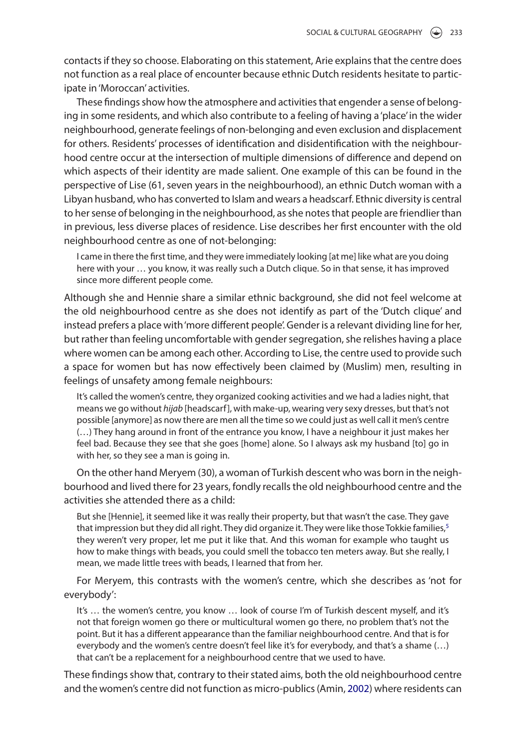contacts if they so choose. Elaborating on this statement, Arie explains that the centre does not function as a real place of encounter because ethnic Dutch residents hesitate to participate in 'Moroccan' activities.

These findings show how the atmosphere and activities that engender a sense of belonging in some residents, and which also contribute to a feeling of having a 'place' in the wider neighbourhood, generate feelings of non-belonging and even exclusion and displacement for others. Residents' processes of identification and disidentification with the neighbourhood centre occur at the intersection of multiple dimensions of difference and depend on which aspects of their identity are made salient. One example of this can be found in the perspective of Lise (61, seven years in the neighbourhood), an ethnic Dutch woman with a Libyan husband, who has converted to Islam and wears a headscarf. Ethnic diversity is central to her sense of belonging in the neighbourhood, as she notes that people are friendlier than in previous, less diverse places of residence. Lise describes her first encounter with the old neighbourhood centre as one of not-belonging:

> I came in there the first time, and they were immediately looking [at me] like what are you doing here with your … you know, it was really such a Dutch clique. So in that sense, it has improved since more different people come.

Although she and Hennie share a similar ethnic background, she did not feel welcome at the old neighbourhood centre as she does not identify as part of the 'Dutch clique' and instead prefers a place with 'more different people'. Gender is a relevant dividing line for her, but rather than feeling uncomfortable with gender segregation, she relishes having a place where women can be among each other. According to Lise, the centre used to provide such a space for women but has now effectively been claimed by (Muslim) men, resulting in feelings of unsafety among female neighbours:

> It's called the women's centre, they organized cooking activities and we had a ladies night, that means we go without *hijab* [headscarf], with make-up, wearing very sexy dresses, but that's not possible [anymore] as now there are men all the time so we could just as well call it men's centre (…) They hang around in front of the entrance you know, I have a neighbour it just makes her feel bad. Because they see that she goes [home] alone. So I always ask my husband [to] go in with her, so they see a man is going in.

On the other hand Meryem (30), a woman of Turkish descent who was born in the neighbourhood and lived there for 23 years, fondly recalls the old neighbourhood centre and the activities she attended there as a child:

> But she [Hennie], it seemed like it was really their property, but that wasn't the case. They gave that impression but they did all right. They did organize it. They were like those Tokkie families,[5] they weren't very proper, let me put it like that. And this woman for example who taught us how to make things with beads, you could smell the tobacco ten meters away. But she really, I mean, we made little trees with beads, I learned that from her.

For Meryem, this contrasts with the women's centre, which she describes as 'not for everybody':

> It's … the women's centre, you know … look of course I'm of Turkish descent myself, and it's not that foreign women go there or multicultural women go there, no problem that's not the point. But it has a different appearance than the familiar neighbourhood centre. And that is for everybody and the women's centre doesn't feel like it's for everybody, and that's a shame (…) that can't be a replacement for a neighbourhood centre that we used to have.

These findings show that, contrary to their stated aims, both the old neighbourhood centre and the women's centre did not function as micro-publics (Amin, 2002) where residents can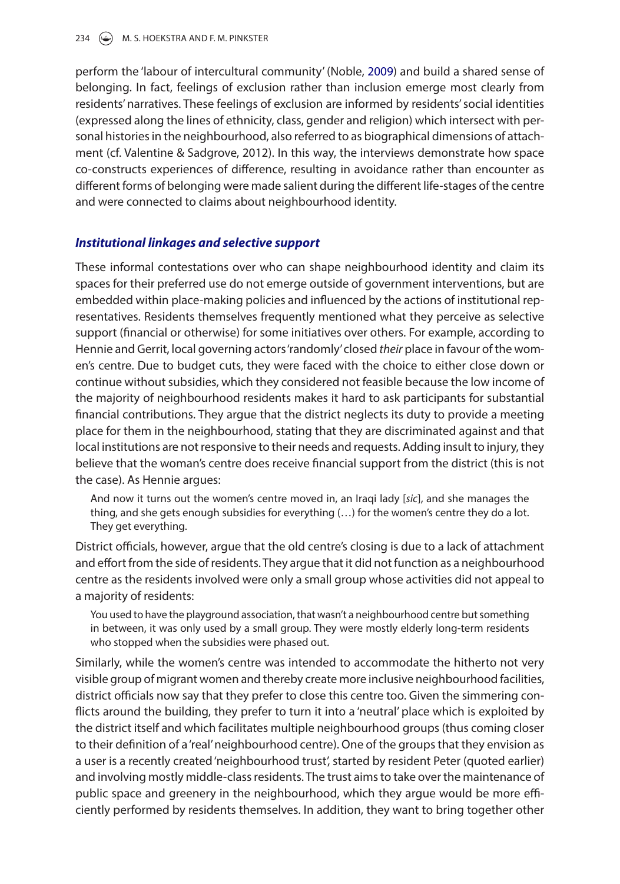perform the 'labour of intercultural community' (Noble, 2009) and build a shared sense of belonging. In fact, feelings of exclusion rather than inclusion emerge most clearly from residents' narratives. These feelings of exclusion are informed by residents' social identities (expressed along the lines of ethnicity, class, gender and religion) which intersect with personal histories in the neighbourhood, also referred to as biographical dimensions of attachment (cf. Valentine & Sadgrove, 2012). In this way, the interviews demonstrate how space co-constructs experiences of difference, resulting in avoidance rather than encounter as different forms of belonging were made salient during the different life-stages of the centre and were connected to claims about neighbourhood identity.

### *Institutional linkages and selective support*

These informal contestations over who can shape neighbourhood identity and claim its spaces for their preferred use do not emerge outside of government interventions, but are embedded within place-making policies and influenced by the actions of institutional representatives. Residents themselves frequently mentioned what they perceive as selective support (financial or otherwise) for some initiatives over others. For example, according to Hennie and Gerrit, local governing actors 'randomly' closed *their* place in favour of the women's centre. Due to budget cuts, they were faced with the choice to either close down or continue without subsidies, which they considered not feasible because the low income of the majority of neighbourhood residents makes it hard to ask participants for substantial financial contributions. They argue that the district neglects its duty to provide a meeting place for them in the neighbourhood, stating that they are discriminated against and that local institutions are not responsive to their needs and requests. Adding insult to injury, they believe that the woman's centre does receive financial support from the district (this is not the case). As Hennie argues:

> And now it turns out the women's centre moved in, an Iraqi lady [*sic*], and she manages the thing, and she gets enough subsidies for everything (…) for the women's centre they do a lot. They get everything.

District officials, however, argue that the old centre's closing is due to a lack of attachment and effort from the side of residents. They argue that it did not function as a neighbourhood centre as the residents involved were only a small group whose activities did not appeal to a majority of residents:

> You used to have the playground association, that wasn't a neighbourhood centre but something in between, it was only used by a small group. They were mostly elderly long-term residents who stopped when the subsidies were phased out.

Similarly, while the women's centre was intended to accommodate the hitherto not very visible group of migrant women and thereby create more inclusive neighbourhood facilities, district officials now say that they prefer to close this centre too. Given the simmering conflicts around the building, they prefer to turn it into a 'neutral' place which is exploited by the district itself and which facilitates multiple neighbourhood groups (thus coming closer to their definition of a 'real' neighbourhood centre). One of the groups that they envision as a user is a recently created 'neighbourhood trust', started by resident Peter (quoted earlier) and involving mostly middle-class residents. The trust aims to take over the maintenance of public space and greenery in the neighbourhood, which they argue would be more efficiently performed by residents themselves. In addition, they want to bring together other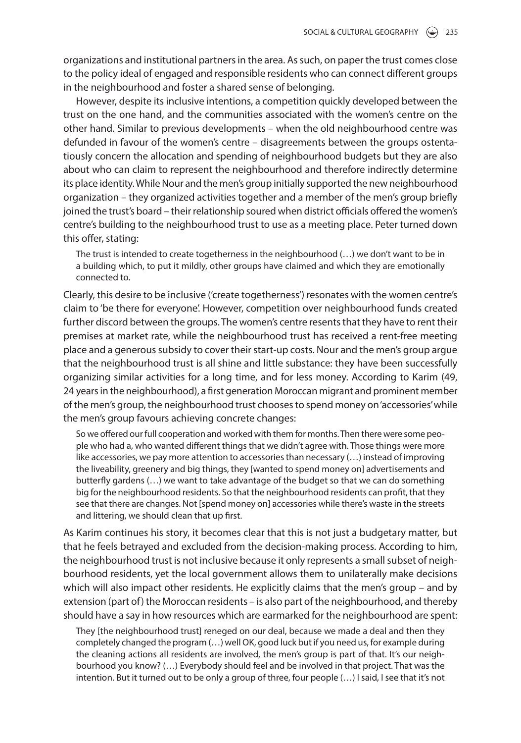organizations and institutional partners in the area. As such, on paper the trust comes close to the policy ideal of engaged and responsible residents who can connect different groups in the neighbourhood and foster a shared sense of belonging.

However, despite its inclusive intentions, a competition quickly developed between the trust on the one hand, and the communities associated with the women's centre on the other hand. Similar to previous developments – when the old neighbourhood centre was defunded in favour of the women's centre – disagreements between the groups ostentatiously concern the allocation and spending of neighbourhood budgets but they are also about who can claim to represent the neighbourhood and therefore indirectly determine its place identity. While Nour and the men's group initially supported the new neighbourhood organization – they organized activities together and a member of the men's group briefly joined the trust's board – their relationship soured when district officials offered the women's centre's building to the neighbourhood trust to use as a meeting place. Peter turned down this offer, stating:

> The trust is intended to create togetherness in the neighbourhood (…) we don't want to be in a building which, to put it mildly, other groups have claimed and which they are emotionally connected to.

Clearly, this desire to be inclusive ('create togetherness') resonates with the women centre's claim to 'be there for everyone'. However, competition over neighbourhood funds created further discord between the groups. The women's centre resents that they have to rent their premises at market rate, while the neighbourhood trust has received a rent-free meeting place and a generous subsidy to cover their start-up costs. Nour and the men's group argue that the neighbourhood trust is all shine and little substance: they have been successfully organizing similar activities for a long time, and for less money. According to Karim (49, 24 years in the neighbourhood), a first generation Moroccan migrant and prominent member of the men's group, the neighbourhood trust chooses to spend money on 'accessories' while the men's group favours achieving concrete changes:

> So we offered our full cooperation and worked with them for months. Then there were some people who had a, who wanted different things that we didn't agree with. Those things were more like accessories, we pay more attention to accessories than necessary (…) instead of improving the liveability, greenery and big things, they [wanted to spend money on] advertisements and butterfly gardens (…) we want to take advantage of the budget so that we can do something big for the neighbourhood residents. So that the neighbourhood residents can profit, that they see that there are changes. Not [spend money on] accessories while there's waste in the streets and littering, we should clean that up first.

As Karim continues his story, it becomes clear that this is not just a budgetary matter, but that he feels betrayed and excluded from the decision-making process. According to him, the neighbourhood trust is not inclusive because it only represents a small subset of neighbourhood residents, yet the local government allows them to unilaterally make decisions which will also impact other residents. He explicitly claims that the men's group – and by extension (part of) the Moroccan residents – is also part of the neighbourhood, and thereby should have a say in how resources which are earmarked for the neighbourhood are spent:

> They [the neighbourhood trust] reneged on our deal, because we made a deal and then they completely changed the program (…) well OK, good luck but if you need us, for example during the cleaning actions all residents are involved, the men's group is part of that. It's our neighbourhood you know? (…) Everybody should feel and be involved in that project. That was the intention. But it turned out to be only a group of three, four people (…) I said, I see that it's not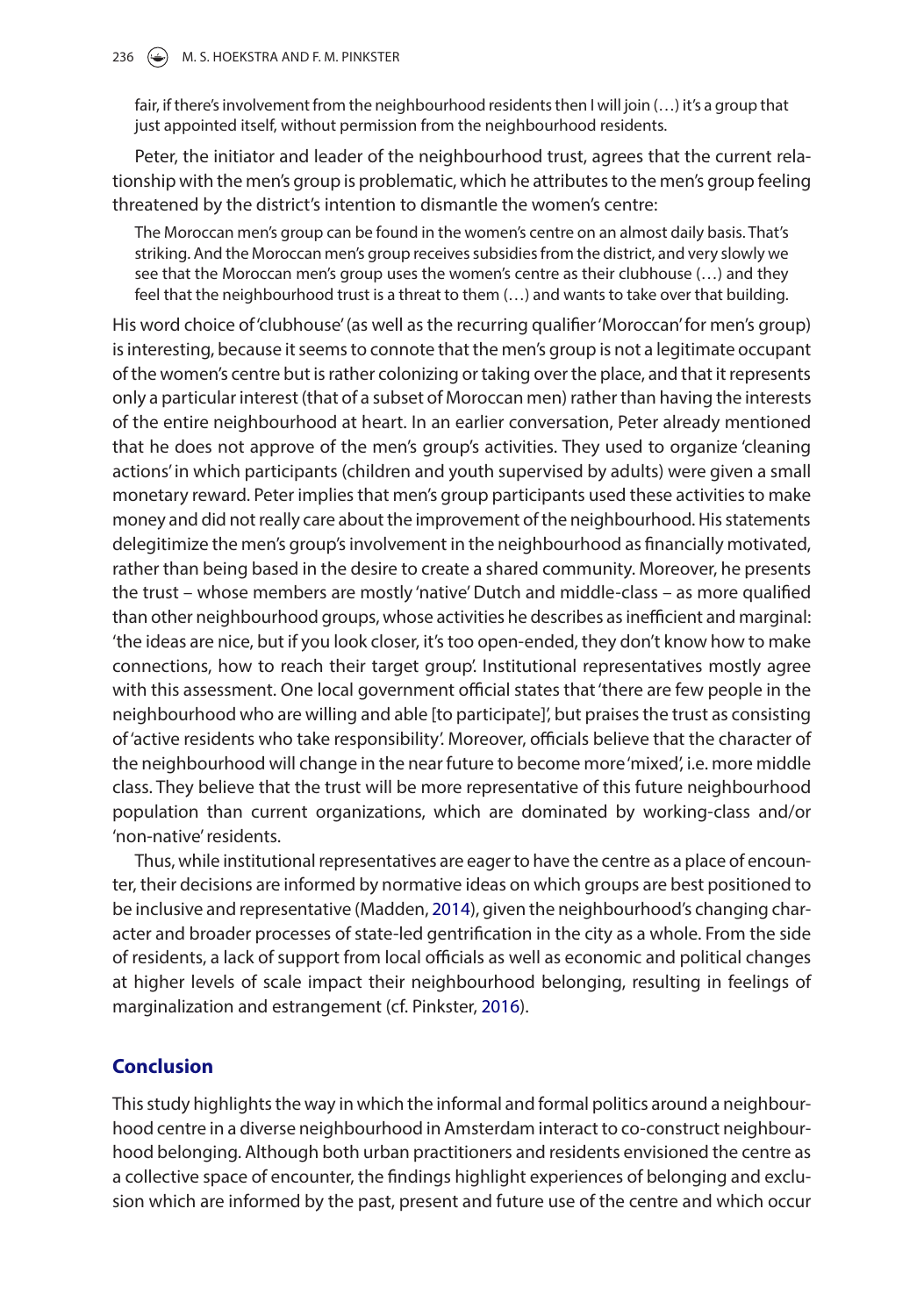fair, if there's involvement from the neighbourhood residents then I will join (…) it's a group that just appointed itself, without permission from the neighbourhood residents.

Peter, the initiator and leader of the neighbourhood trust, agrees that the current relationship with the men's group is problematic, which he attributes to the men's group feeling threatened by the district's intention to dismantle the women's centre:

> The Moroccan men's group can be found in the women's centre on an almost daily basis. That's striking. And the Moroccan men's group receives subsidies from the district, and very slowly we see that the Moroccan men's group uses the women's centre as their clubhouse (…) and they feel that the neighbourhood trust is a threat to them (…) and wants to take over that building.

His word choice of 'clubhouse' (as well as the recurring qualifier 'Moroccan' for men's group) is interesting, because it seems to connote that the men's group is not a legitimate occupant of the women's centre but is rather colonizing or taking over the place, and that it represents only a particular interest (that of a subset of Moroccan men) rather than having the interests of the entire neighbourhood at heart. In an earlier conversation, Peter already mentioned that he does not approve of the men's group's activities. They used to organize 'cleaning actions' in which participants (children and youth supervised by adults) were given a small monetary reward. Peter implies that men's group participants used these activities to make money and did not really care about the improvement of the neighbourhood. His statements delegitimize the men's group's involvement in the neighbourhood as financially motivated, rather than being based in the desire to create a shared community. Moreover, he presents the trust – whose members are mostly 'native' Dutch and middle-class – as more qualified than other neighbourhood groups, whose activities he describes as inefficient and marginal: 'the ideas are nice, but if you look closer, it's too open-ended, they don't know how to make connections, how to reach their target group'. Institutional representatives mostly agree with this assessment. One local government official states that 'there are few people in the neighbourhood who are willing and able [to participate]', but praises the trust as consisting of 'active residents who take responsibility'. Moreover, officials believe that the character of the neighbourhood will change in the near future to become more 'mixed', i.e. more middle class. They believe that the trust will be more representative of this future neighbourhood population than current organizations, which are dominated by working-class and/or 'non-native' residents.

Thus, while institutional representatives are eager to have the centre as a place of encounter, their decisions are informed by normative ideas on which groups are best positioned to be inclusive and representative (Madden, 2014), given the neighbourhood's changing character and broader processes of state-led gentrification in the city as a whole. From the side of residents, a lack of support from local officials as well as economic and political changes at higher levels of scale impact their neighbourhood belonging, resulting in feelings of marginalization and estrangement (cf. Pinkster, 2016).

## Conclusion

This study highlights the way in which the informal and formal politics around a neighbourhood centre in a diverse neighbourhood in Amsterdam interact to co-construct neighbourhood belonging. Although both urban practitioners and residents envisioned the centre as a collective space of encounter, the findings highlight experiences of belonging and exclusion which are informed by the past, present and future use of the centre and which occur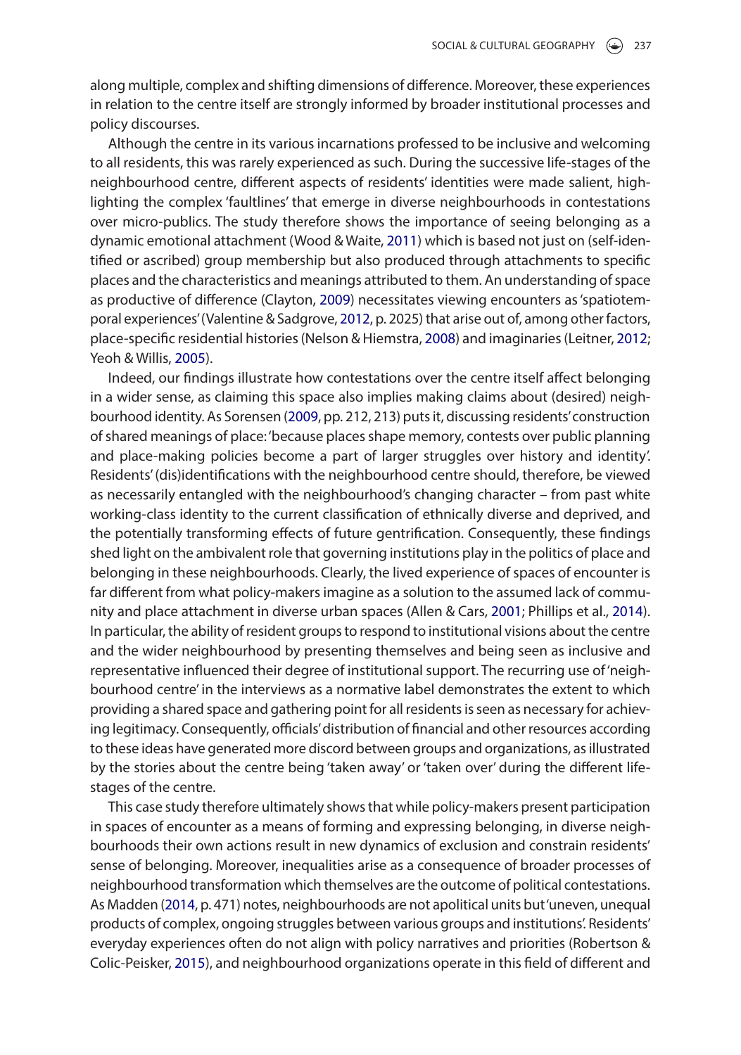along multiple, complex and shifting dimensions of difference. Moreover, these experiences in relation to the centre itself are strongly informed by broader institutional processes and policy discourses.

Although the centre in its various incarnations professed to be inclusive and welcoming to all residents, this was rarely experienced as such. During the successive life-stages of the neighbourhood centre, different aspects of residents' identities were made salient, highlighting the complex 'faultlines' that emerge in diverse neighbourhoods in contestations over micro-publics. The study therefore shows the importance of seeing belonging as a dynamic emotional attachment (Wood & Waite, 2011) which is based not just on (self-identified or ascribed) group membership but also produced through attachments to specific places and the characteristics and meanings attributed to them. An understanding of space as productive of difference (Clayton, 2009) necessitates viewing encounters as 'spatiotemporal experiences' (Valentine & Sadgrove, 2012, p. 2025) that arise out of, among other factors, place-specific residential histories (Nelson & Hiemstra, 2008) and imaginaries (Leitner, 2012; Yeoh & Willis, 2005).

Indeed, our findings illustrate how contestations over the centre itself affect belonging in a wider sense, as claiming this space also implies making claims about (desired) neighbourhood identity. As Sorensen (2009, pp. 212, 213) puts it, discussing residents' construction of shared meanings of place: 'because places shape memory, contests over public planning and place-making policies become a part of larger struggles over history and identity'. Residents' (dis)identifications with the neighbourhood centre should, therefore, be viewed as necessarily entangled with the neighbourhood's changing character – from past white working-class identity to the current classification of ethnically diverse and deprived, and the potentially transforming effects of future gentrification. Consequently, these findings shed light on the ambivalent role that governing institutions play in the politics of place and belonging in these neighbourhoods. Clearly, the lived experience of spaces of encounter is far different from what policy-makers imagine as a solution to the assumed lack of community and place attachment in diverse urban spaces (Allen & Cars, 2001; Phillips et al., 2014). In particular, the ability of resident groups to respond to institutional visions about the centre and the wider neighbourhood by presenting themselves and being seen as inclusive and representative influenced their degree of institutional support. The recurring use of 'neighbourhood centre' in the interviews as a normative label demonstrates the extent to which providing a shared space and gathering point for all residents is seen as necessary for achieving legitimacy. Consequently, officials' distribution of financial and other resources according to these ideas have generated more discord between groups and organizations, as illustrated by the stories about the centre being 'taken away' or 'taken over' during the different life-stages of the centre.

This case study therefore ultimately shows that while policy-makers present participation in spaces of encounter as a means of forming and expressing belonging, in diverse neighbourhoods their own actions result in new dynamics of exclusion and constrain residents' sense of belonging. Moreover, inequalities arise as a consequence of broader processes of neighbourhood transformation which themselves are the outcome of political contestations. As Madden (2014, p. 471) notes, neighbourhoods are not apolitical units but 'uneven, unequal products of complex, ongoing struggles between various groups and institutions'. Residents' everyday experiences often do not align with policy narratives and priorities (Robertson & Colic-Peisker, 2015), and neighbourhood organizations operate in this field of different and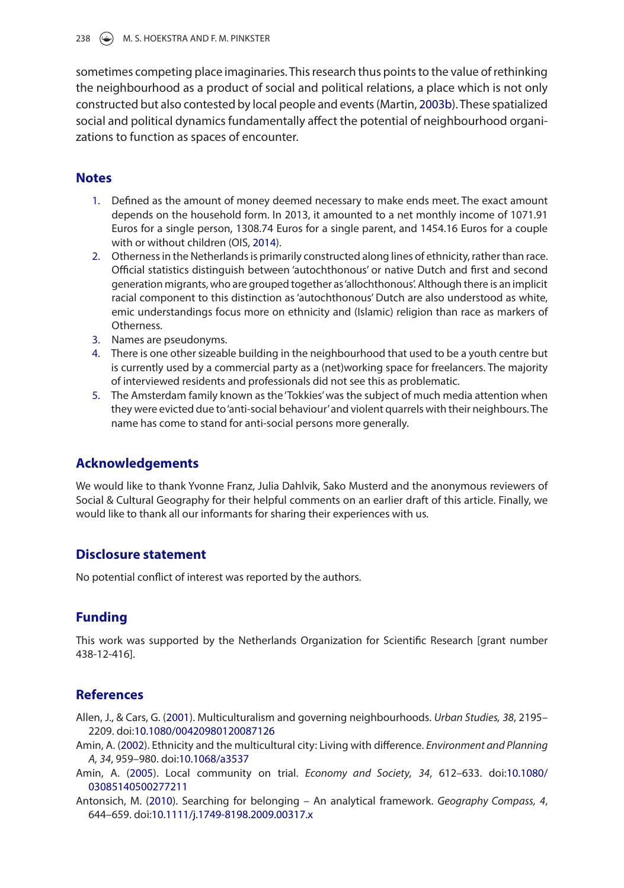sometimes competing place imaginaries. This research thus points to the value of rethinking the neighbourhood as a product of social and political relations, a place which is not only constructed but also contested by local people and events (Martin, 2003b). These spatialized social and political dynamics fundamentally affect the potential of neighbourhood organizations to function as spaces of encounter.

## Notes

1. Defined as the amount of money deemed necessary to make ends meet. The exact amount depends on the household form. In 2013, it amounted to a net monthly income of 1071.91 Euros for a single person, 1308.74 Euros for a single parent, and 1454.16 Euros for a couple with or without children (OIS, 2014).
2. Otherness in the Netherlands is primarily constructed along lines of ethnicity, rather than race. Official statistics distinguish between 'autochthonous' or native Dutch and first and second generation migrants, who are grouped together as 'allochthonous'. Although there is an implicit racial component to this distinction as 'autochthonous' Dutch are also understood as white, emic understandings focus more on ethnicity and (Islamic) religion than race as markers of Otherness.
3. Names are pseudonyms.
4. There is one other sizeable building in the neighbourhood that used to be a youth centre but is currently used by a commercial party as a (net)working space for freelancers. The majority of interviewed residents and professionals did not see this as problematic.
5. The Amsterdam family known as the 'Tokkies' was the subject of much media attention when they were evicted due to 'anti-social behaviour' and violent quarrels with their neighbours. The name has come to stand for anti-social persons more generally.

## Acknowledgements

We would like to thank Yvonne Franz, Julia Dahlvik, Sako Musterd and the anonymous reviewers of Social & Cultural Geography for their helpful comments on an earlier draft of this article. Finally, we would like to thank all our informants for sharing their experiences with us.

## Disclosure statement

No potential conflict of interest was reported by the authors.

## Funding

This work was supported by the Netherlands Organization for Scientific Research [grant number 438-12-416].

## References

Allen, J., & Cars, G. (2001). Multiculturalism and governing neighbourhoods. *Urban Studies, 38*, 2195–2209. doi:10.1080/00420980120087126

Amin, A. (2002). Ethnicity and the multicultural city: Living with difference. *Environment and Planning A, 34*, 959–980. doi:10.1068/a3537

Amin, A. (2005). Local community on trial. *Economy and Society, 34*, 612–633. doi:10.1080/03085140500277211

Antonsich, M. (2010). Searching for belonging – An analytical framework. *Geography Compass, 4*, 644–659. doi:10.1111/j.1749-8198.2009.00317.x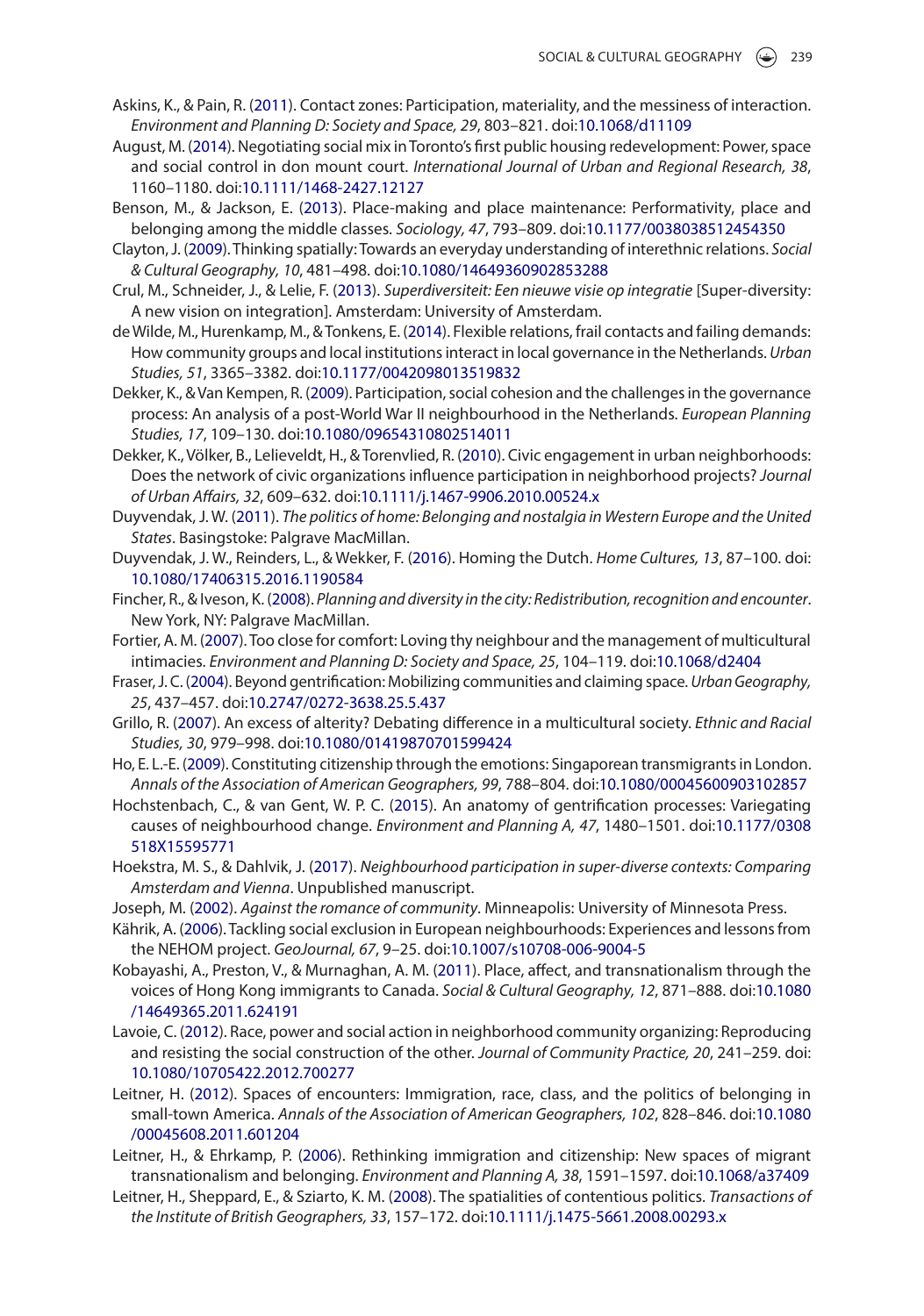Askins, K., & Pain, R. (2011). Contact zones: Participation, materiality, and the messiness of interaction. *Environment and Planning D: Society and Space, 29*, 803–821. doi:10.1068/d11109

August, M. (2014). Negotiating social mix in Toronto's first public housing redevelopment: Power, space and social control in don mount court. *International Journal of Urban and Regional Research, 38*, 1160–1180. doi:10.1111/1468-2427.12127

Benson, M., & Jackson, E. (2013). Place-making and place maintenance: Performativity, place and belonging among the middle classes. *Sociology, 47*, 793–809. doi:10.1177/0038038512454350

Clayton, J. (2009). Thinking spatially: Towards an everyday understanding of interethnic relations. *Social & Cultural Geography, 10*, 481–498. doi:10.1080/14649360902853288

Crul, M., Schneider, J., & Lelie, F. (2013). *Superdiversiteit: Een nieuwe visie op integratie* [Super-diversity: A new vision on integration]. Amsterdam: University of Amsterdam.

de Wilde, M., Hurenkamp, M., & Tonkens, E. (2014). Flexible relations, frail contacts and failing demands: How community groups and local institutions interact in local governance in the Netherlands. *Urban Studies, 51*, 3365–3382. doi:10.1177/0042098013519832

Dekker, K., & Van Kempen, R. (2009). Participation, social cohesion and the challenges in the governance process: An analysis of a post-World War II neighbourhood in the Netherlands. *European Planning Studies, 17*, 109–130. doi:10.1080/09654310802514011

Dekker, K., Völker, B., Lelieveldt, H., & Torenvlied, R. (2010). Civic engagement in urban neighborhoods: Does the network of civic organizations influence participation in neighborhood projects? *Journal of Urban Affairs, 32*, 609–632. doi:10.1111/j.1467-9906.2010.00524.x

Duyvendak, J. W. (2011). *The politics of home: Belonging and nostalgia in Western Europe and the United States*. Basingstoke: Palgrave MacMillan.

Duyvendak, J. W., Reinders, L., & Wekker, F. (2016). Homing the Dutch. *Home Cultures, 13*, 87–100. doi:10.1080/17406315.2016.1190584

Fincher, R., & Iveson, K. (2008). *Planning and diversity in the city: Redistribution, recognition and encounter*. New York, NY: Palgrave MacMillan.

Fortier, A. M. (2007). Too close for comfort: Loving thy neighbour and the management of multicultural intimacies. *Environment and Planning D: Society and Space, 25*, 104–119. doi:10.1068/d2404

Fraser, J. C. (2004). Beyond gentrification: Mobilizing communities and claiming space. *Urban Geography, 25*, 437–457. doi:10.2747/0272-3638.25.5.437

Grillo, R. (2007). An excess of alterity? Debating difference in a multicultural society. *Ethnic and Racial Studies, 30*, 979–998. doi:10.1080/01419870701599424

Ho, E. L.-E. (2009). Constituting citizenship through the emotions: Singaporean transmigrants in London. *Annals of the Association of American Geographers, 99*, 788–804. doi:10.1080/00045600903102857

Hochstenbach, C., & van Gent, W. P. C. (2015). An anatomy of gentrification processes: Variegating causes of neighbourhood change. *Environment and Planning A, 47*, 1480–1501. doi:10.1177/0308518X15595771

Hoekstra, M. S., & Dahlvik, J. (2017). *Neighbourhood participation in super-diverse contexts: Comparing Amsterdam and Vienna*. Unpublished manuscript.

Joseph, M. (2002). *Against the romance of community*. Minneapolis: University of Minnesota Press.

Kährik, A. (2006). Tackling social exclusion in European neighbourhoods: Experiences and lessons from the NEHOM project. *GeoJournal, 67*, 9–25. doi:10.1007/s10708-006-9004-5

Kobayashi, A., Preston, V., & Murnaghan, A. M. (2011). Place, affect, and transnationalism through the voices of Hong Kong immigrants to Canada. *Social & Cultural Geography, 12*, 871–888. doi:10.1080/14649365.2011.624191

Lavoie, C. (2012). Race, power and social action in neighborhood community organizing: Reproducing and resisting the social construction of the other. *Journal of Community Practice, 20*, 241–259. doi:10.1080/10705422.2012.700277

Leitner, H. (2012). Spaces of encounters: Immigration, race, class, and the politics of belonging in small-town America. *Annals of the Association of American Geographers, 102*, 828–846. doi:10.1080/00045608.2011.601204

Leitner, H., & Ehrkamp, P. (2006). Rethinking immigration and citizenship: New spaces of migrant transnationalism and belonging. *Environment and Planning A, 38*, 1591–1597. doi:10.1068/a37409

Leitner, H., Sheppard, E., & Sziarto, K. M. (2008). The spatialities of contentious politics. *Transactions of the Institute of British Geographers, 33*, 157–172. doi:10.1111/j.1475-5661.2008.00293.x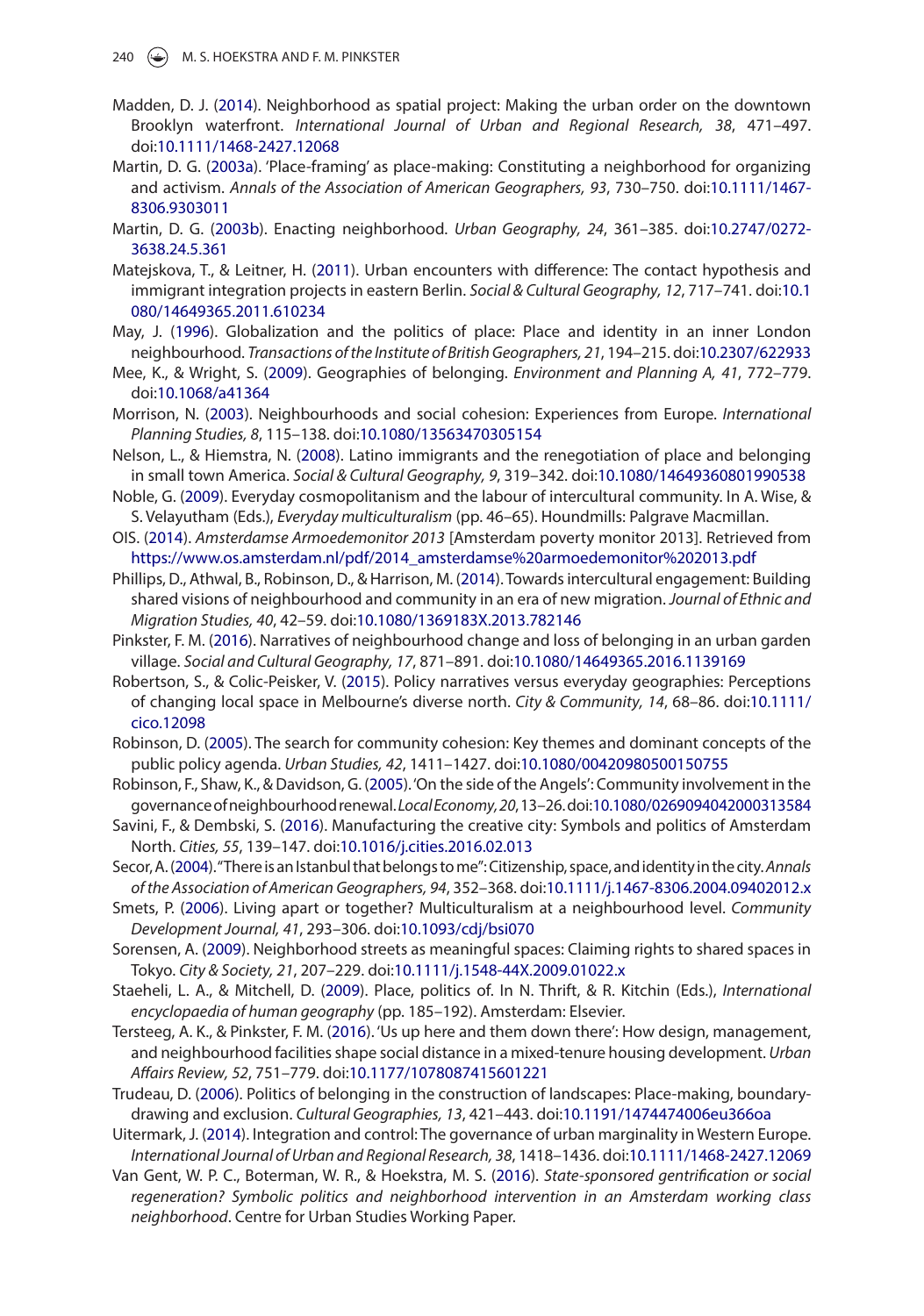Madden, D. J. (2014). Neighborhood as spatial project: Making the urban order on the downtown Brooklyn waterfront. *International Journal of Urban and Regional Research, 38*, 471–497. doi:10.1111/1468-2427.12068

Martin, D. G. (2003a). 'Place-framing' as place-making: Constituting a neighborhood for organizing and activism. *Annals of the Association of American Geographers, 93*, 730–750. doi:10.1111/1467-8306.9303011

Martin, D. G. (2003b). Enacting neighborhood. *Urban Geography, 24*, 361–385. doi:10.2747/0272-3638.24.5.361

Matejskova, T., & Leitner, H. (2011). Urban encounters with difference: The contact hypothesis and immigrant integration projects in eastern Berlin. *Social & Cultural Geography, 12*, 717–741. doi:10.1080/14649365.2011.610234

May, J. (1996). Globalization and the politics of place: Place and identity in an inner London neighbourhood. *Transactions of the Institute of British Geographers, 21*, 194–215. doi:10.2307/622933

Mee, K., & Wright, S. (2009). Geographies of belonging. *Environment and Planning A, 41*, 772–779. doi:10.1068/a41364

Morrison, N. (2003). Neighbourhoods and social cohesion: Experiences from Europe. *International Planning Studies, 8*, 115–138. doi:10.1080/13563470305154

Nelson, L., & Hiemstra, N. (2008). Latino immigrants and the renegotiation of place and belonging in small town America. *Social & Cultural Geography, 9*, 319–342. doi:10.1080/14649360801990538

Noble, G. (2009). Everyday cosmopolitanism and the labour of intercultural community. In A. Wise, & S. Velayutham (Eds.), *Everyday multiculturalism* (pp. 46–65). Houndmills: Palgrave Macmillan.

OIS. (2014). *Amsterdamse Armoedemonitor 2013* [Amsterdam poverty monitor 2013]. Retrieved from https://www.os.amsterdam.nl/pdf/2014_amsterdamse%20armoedemonitor%202013.pdf

Phillips, D., Athwal, B., Robinson, D., & Harrison, M. (2014). Towards intercultural engagement: Building shared visions of neighbourhood and community in an era of new migration. *Journal of Ethnic and Migration Studies, 40*, 42–59. doi:10.1080/1369183X.2013.782146

Pinkster, F. M. (2016). Narratives of neighbourhood change and loss of belonging in an urban garden village. *Social and Cultural Geography, 17*, 871–891. doi:10.1080/14649365.2016.1139169

Robertson, S., & Colic-Peisker, V. (2015). Policy narratives versus everyday geographies: Perceptions of changing local space in Melbourne's diverse north. *City & Community, 14*, 68–86. doi:10.1111/cico.12098

Robinson, D. (2005). The search for community cohesion: Key themes and dominant concepts of the public policy agenda. *Urban Studies, 42*, 1411–1427. doi:10.1080/00420980500150755

Robinson, F., Shaw, K., & Davidson, G. (2005). 'On the side of the Angels': Community involvement in the governance of neighbourhood renewal. *Local Economy, 20*, 13–26. doi:10.1080/0269094042000313584

Savini, F., & Dembski, S. (2016). Manufacturing the creative city: Symbols and politics of Amsterdam North. *Cities, 55*, 139–147. doi:10.1016/j.cities.2016.02.013

Secor, A. (2004). "There is an Istanbul that belongs to me": Citizenship, space, and identity in the city. *Annals of the Association of American Geographers, 94*, 352–368. doi:10.1111/j.1467-8306.2004.09402012.x

Smets, P. (2006). Living apart or together? Multiculturalism at a neighbourhood level. *Community Development Journal, 41*, 293–306. doi:10.1093/cdj/bsi070

Sorensen, A. (2009). Neighborhood streets as meaningful spaces: Claiming rights to shared spaces in Tokyo. *City & Society, 21*, 207–229. doi:10.1111/j.1548-744X.2009.01022.x

Staeheli, L. A., & Mitchell, D. (2009). Place, politics of. In N. Thrift, & R. Kitchin (Eds.), *International encyclopaedia of human geography* (pp. 185–192). Amsterdam: Elsevier.

Tersteeg, A. K., & Pinkster, F. M. (2016). 'Us up here and them down there': How design, management, and neighbourhood facilities shape social distance in a mixed-tenure housing development. *Urban Affairs Review, 52*, 751–779. doi:10.1177/1078087415601221

Trudeau, D. (2006). Politics of belonging in the construction of landscapes: Place-making, boundary-drawing and exclusion. *Cultural Geographies, 13*, 421–443. doi:10.1191/1474474006eu366oa

Uitermark, J. (2014). Integration and control: The governance of urban marginality in Western Europe. *International Journal of Urban and Regional Research, 38*, 1418–1436. doi:10.1111/1468-2427.12069

Van Gent, W. P. C., Boterman, W. R., & Hoekstra, M. S. (2016). *State-sponsored gentrification or social regeneration? Symbolic politics and neighborhood intervention in an Amsterdam working class neighborhood*. Centre for Urban Studies Working Paper.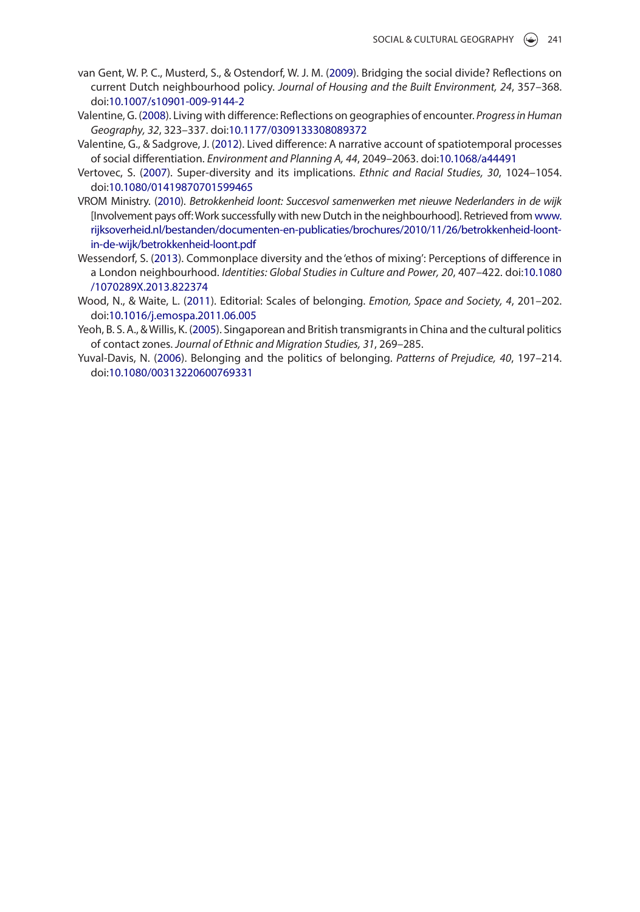van Gent, W. P. C., Musterd, S., & Ostendorf, W. J. M. (2009). Bridging the social divide? Reflections on current Dutch neighbourhood policy. *Journal of Housing and the Built Environment, 24*, 357–368. doi:10.1007/s10901-009-9144-2

Valentine, G. (2008). Living with difference: Reflections on geographies of encounter. *Progress in Human Geography, 32*, 323–337. doi:10.1177/0309133308089372

Valentine, G., & Sadgrove, J. (2012). Lived difference: A narrative account of spatiotemporal processes of social differentiation. *Environment and Planning A, 44*, 2049–2063. doi:10.1068/a44491

Vertovec, S. (2007). Super-diversity and its implications. *Ethnic and Racial Studies, 30*, 1024–1054. doi:10.1080/01419870701599465

VROM Ministry. (2010). *Betrokkenheid loont: Succesvol samenwerken met nieuwe Nederlanders in de wijk* [Involvement pays off: Work successfully with new Dutch in the neighbourhood]. Retrieved from www.rijksoverheid.nl/bestanden/documenten-en-publicaties/brochures/2010/11/26/betrokkenheid-loont-in-de-wijk/betrokkenheid-loont.pdf

Wessendorf, S. (2013). Commonplace diversity and the 'ethos of mixing': Perceptions of difference in a London neighbourhood. *Identities: Global Studies in Culture and Power, 20*, 407–422. doi:10.1080/1070289X.2013.822374

Wood, N., & Waite, L. (2011). Editorial: Scales of belonging. *Emotion, Space and Society, 4*, 201–202. doi:10.1016/j.emospa.2011.06.005

Yeoh, B. S. A., & Willis, K. (2005). Singaporean and British transmigrants in China and the cultural politics of contact zones. *Journal of Ethnic and Migration Studies, 31*, 269–285.

Yuval-Davis, N. (2006). Belonging and the politics of belonging. *Patterns of Prejudice, 40*, 197–214. doi:10.1080/00313220600769331